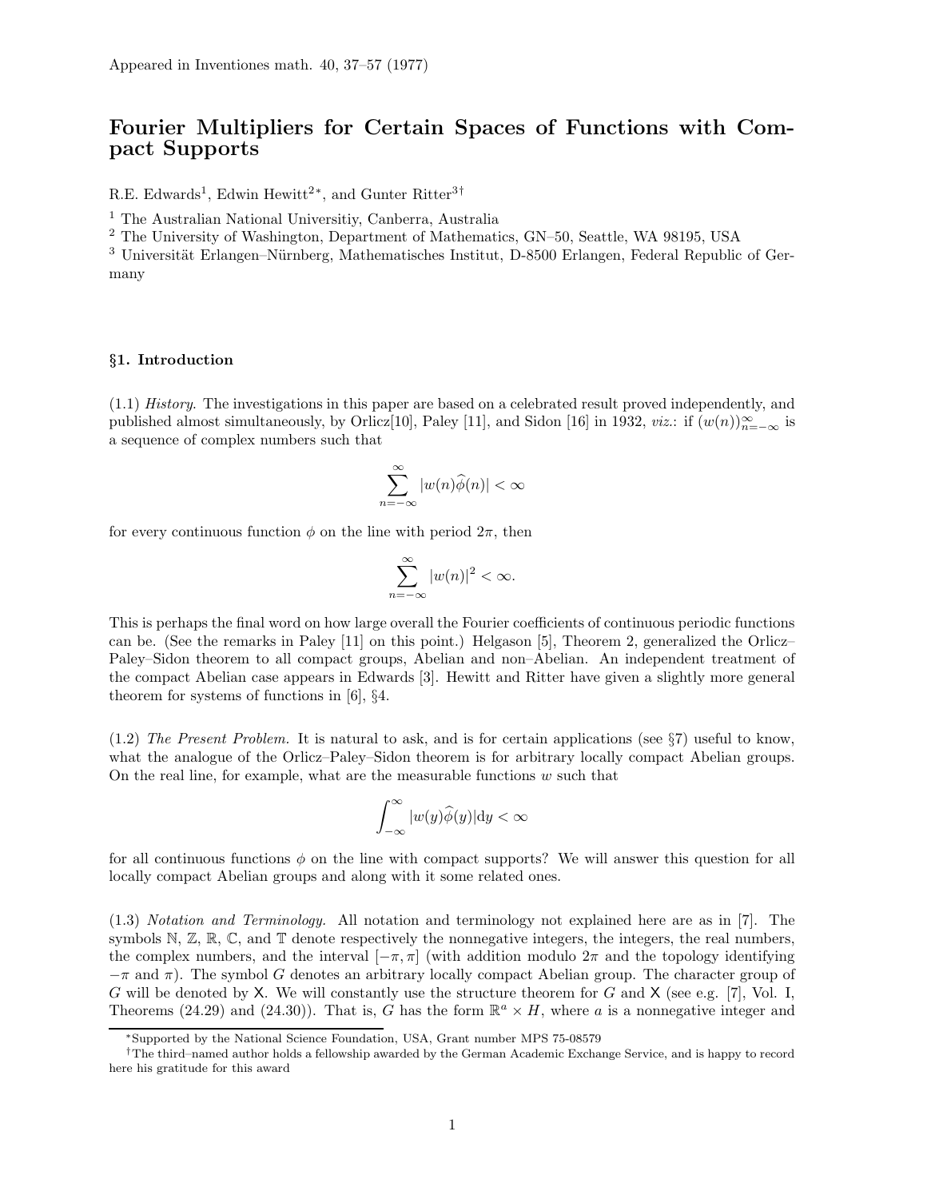Appeared in Inventiones math. 40, 37–57 (1977)

# Fourier Multipliers for Certain Spaces of Functions with Compact Supports

R.E. Edwards[1], Edwin Hewitt[2*], and Gunter Ritter[3†]

[1] The Australian National Universitiy, Canberra, Australia
[2] The University of Washington, Department of Mathematics, GN–50, Seattle, WA 98195, USA
[3] Universität Erlangen–Nürnberg, Mathematisches Institut, D-8500 Erlangen, Federal Republic of Germany

## §1. Introduction

(1.1) *History*. The investigations in this paper are based on a celebrated result proved independently, and published almost simultaneously, by Orlicz[10], Paley [11], and Sidon [16] in 1932, *viz.*: if $(w(n))_{n=-\infty}^{\infty}$ is a sequence of complex numbers such that

$$\sum_{n=-\infty}^{\infty} |w(n)\widehat{\phi}(n)| < \infty$$

for every continuous function $\phi$ on the line with period $2\pi$, then

$$\sum_{n=-\infty}^{\infty} |w(n)|^2 < \infty.$$

This is perhaps the final word on how large overall the Fourier coefficients of continuous periodic functions can be. (See the remarks in Paley [11] on this point.) Helgason [5], Theorem 2, generalized the Orlicz–Paley–Sidon theorem to all compact groups, Abelian and non–Abelian. An independent treatment of the compact Abelian case appears in Edwards [3]. Hewitt and Ritter have given a slightly more general theorem for systems of functions in [6], §4.

(1.2) *The Present Problem.* It is natural to ask, and is for certain applications (see §7) useful to know, what the analogue of the Orlicz–Paley–Sidon theorem is for arbitrary locally compact Abelian groups. On the real line, for example, what are the measurable functions $w$ such that

$$\int_{-\infty}^{\infty} |w(y)\widehat{\phi}(y)| \mathrm{d}y < \infty$$

for all continuous functions $\phi$ on the line with compact supports? We will answer this question for all locally compact Abelian groups and along with it some related ones.

(1.3) *Notation and Terminology.* All notation and terminology not explained here are as in [7]. The symbols $\mathbb{N}$, $\mathbb{Z}$, $\mathbb{R}$, $\mathbb{C}$, and $\mathbb{T}$ denote respectively the nonnegative integers, the integers, the real numbers, the complex numbers, and the interval $[-\pi, \pi]$ (with addition modulo $2\pi$ and the topology identifying $-\pi$ and $\pi$). The symbol $G$ denotes an arbitrary locally compact Abelian group. The character group of $G$ will be denoted by $\mathsf{X}$. We will constantly use the structure theorem for $G$ and $\mathsf{X}$ (see e.g. [7], Vol. I, Theorems (24.29) and (24.30)). That is, $G$ has the form $\mathbb{R}^a \times H$, where $a$ is a nonnegative integer and

*Supported by the National Science Foundation, USA, Grant number MPS 75-08579

†The third–named author holds a fellowship awarded by the German Academic Exchange Service, and is happy to record here his gratitude for this award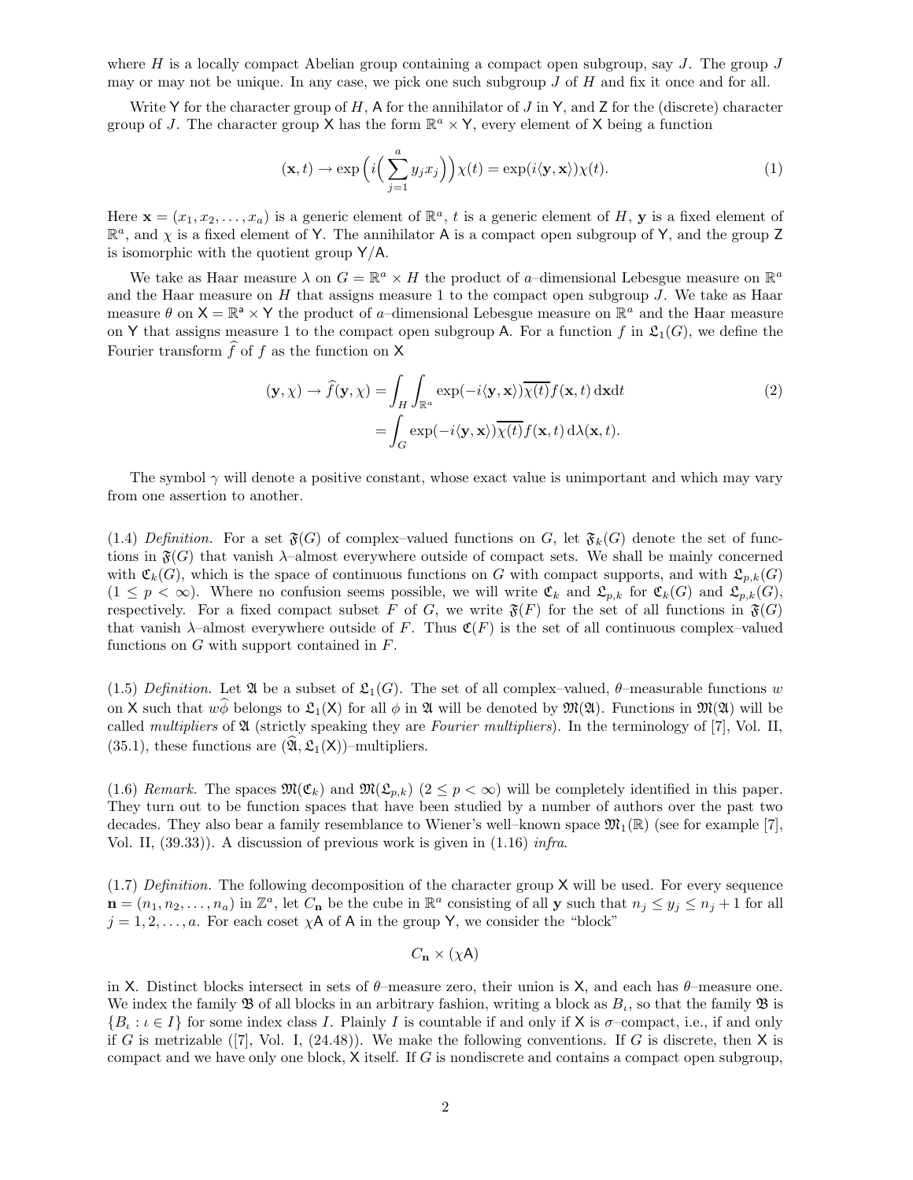where $H$ is a locally compact Abelian group containing a compact open subgroup, say $J$. The group $J$ may or may not be unique. In any case, we pick one such subgroup $J$ of $H$ and fix it once and for all.

Write $\mathsf{Y}$ for the character group of $H$, $\mathsf{A}$ for the annihilator of $J$ in $\mathsf{Y}$, and $\mathsf{Z}$ for the (discrete) character group of $J$. The character group $\mathsf{X}$ has the form $\mathbb{R}^a \times \mathsf{Y}$, every element of $\mathsf{X}$ being a function

$$(\mathbf{x}, t) \to \exp\Big(i\Big(\sum_{j=1}^{a} y_j x_j\Big)\Big)\chi(t) = \exp(i\langle \mathbf{y}, \mathbf{x}\rangle)\chi(t). \tag{1}$$

Here $\mathbf{x} = (x_1, x_2, \ldots, x_a)$ is a generic element of $\mathbb{R}^a$, $t$ is a generic element of $H$, $\mathbf{y}$ is a fixed element of $\mathbb{R}^a$, and $\chi$ is a fixed element of $\mathsf{Y}$. The annihilator $\mathsf{A}$ is a compact open subgroup of $\mathsf{Y}$, and the group $\mathsf{Z}$ is isomorphic with the quotient group $\mathsf{Y}/\mathsf{A}$.

We take as Haar measure $\lambda$ on $G = \mathbb{R}^a \times H$ the product of $a$–dimensional Lebesgue measure on $\mathbb{R}^a$ and the Haar measure on $H$ that assigns measure 1 to the compact open subgroup $J$. We take as Haar measure $\theta$ on $\mathsf{X} = \mathbb{R}^{\mathsf{a}} \times \mathsf{Y}$ the product of $a$–dimensional Lebesgue measure on $\mathbb{R}^a$ and the Haar measure on $\mathsf{Y}$ that assigns measure 1 to the compact open subgroup $\mathsf{A}$. For a function $f$ in $\mathfrak{L}_1(G)$, we define the Fourier transform $\widehat{f}$ of $f$ as the function on $\mathsf{X}$

$$\begin{aligned}(\mathbf{y}, \chi) \to \widehat{f}(\mathbf{y}, \chi) &= \int_H \int_{\mathbb{R}^a} \exp(-i\langle \mathbf{y}, \mathbf{x}\rangle)\overline{\chi(t)} f(\mathbf{x}, t)\, \mathrm{d}\mathbf{x}\mathrm{d}t \\ &= \int_G \exp(-i\langle \mathbf{y}, \mathbf{x}\rangle)\overline{\chi(t)} f(\mathbf{x}, t)\, \mathrm{d}\lambda(\mathbf{x}, t).\end{aligned} \tag{2}$$

The symbol $\gamma$ will denote a positive constant, whose exact value is unimportant and which may vary from one assertion to another.

(1.4) *Definition.* For a set $\mathfrak{F}(G)$ of complex–valued functions on $G$, let $\mathfrak{F}_k(G)$ denote the set of functions in $\mathfrak{F}(G)$ that vanish $\lambda$–almost everywhere outside of compact sets. We shall be mainly concerned with $\mathfrak{C}_k(G)$, which is the space of continuous functions on $G$ with compact supports, and with $\mathfrak{L}_{p,k}(G)$ ($1 \le p < \infty$). Where no confusion seems possible, we will write $\mathfrak{C}_k$ and $\mathfrak{L}_{p,k}$ for $\mathfrak{C}_k(G)$ and $\mathfrak{L}_{p,k}(G)$, respectively. For a fixed compact subset $F$ of $G$, we write $\mathfrak{F}(F)$ for the set of all functions in $\mathfrak{F}(G)$ that vanish $\lambda$–almost everywhere outside of $F$. Thus $\mathfrak{C}(F)$ is the set of all continuous complex–valued functions on $G$ with support contained in $F$.

(1.5) *Definition.* Let $\mathfrak{A}$ be a subset of $\mathfrak{L}_1(G)$. The set of all complex–valued, $\theta$–measurable functions $w$ on $\mathsf{X}$ such that $w\widehat{\phi}$ belongs to $\mathfrak{L}_1(\mathsf{X})$ for all $\phi$ in $\mathfrak{A}$ will be denoted by $\mathfrak{M}(\mathfrak{A})$. Functions in $\mathfrak{M}(\mathfrak{A})$ will be called *multipliers* of $\mathfrak{A}$ (strictly speaking they are *Fourier multipliers*). In the terminology of [7], Vol. II, (35.1), these functions are $(\widehat{\mathfrak{A}}, \mathfrak{L}_1(\mathsf{X}))$–multipliers.

(1.6) *Remark.* The spaces $\mathfrak{M}(\mathfrak{C}_k)$ and $\mathfrak{M}(\mathfrak{L}_{p,k})$ ($2 \le p < \infty$) will be completely identified in this paper. They turn out to be function spaces that have been studied by a number of authors over the past two decades. They also bear a family resemblance to Wiener's well–known space $\mathfrak{M}_1(\mathbb{R})$ (see for example [7], Vol. II, (39.33)). A discussion of previous work is given in (1.16) *infra*.

(1.7) *Definition.* The following decomposition of the character group $\mathsf{X}$ will be used. For every sequence $\mathbf{n} = (n_1, n_2, \ldots, n_a)$ in $\mathbb{Z}^a$, let $C_{\mathbf{n}}$ be the cube in $\mathbb{R}^a$ consisting of all $\mathbf{y}$ such that $n_j \le y_j \le n_j + 1$ for all $j = 1, 2, \ldots, a$. For each coset $\chi\mathsf{A}$ of $\mathsf{A}$ in the group $\mathsf{Y}$, we consider the "block"

$$C_{\mathbf{n}} \times (\chi\mathsf{A})$$

in $\mathsf{X}$. Distinct blocks intersect in sets of $\theta$–measure zero, their union is $\mathsf{X}$, and each has $\theta$–measure one. We index the family $\mathfrak{B}$ of all blocks in an arbitrary fashion, writing a block as $B_\iota$, so that the family $\mathfrak{B}$ is $\{B_\iota : \iota \in I\}$ for some index class $I$. Plainly $I$ is countable if and only if $\mathsf{X}$ is $\sigma$–compact, i.e., if and only if $G$ is metrizable ([7], Vol. I, (24.48)). We make the following conventions. If $G$ is discrete, then $\mathsf{X}$ is compact and we have only one block, $\mathsf{X}$ itself. If $G$ is nondiscrete and contains a compact open subgroup,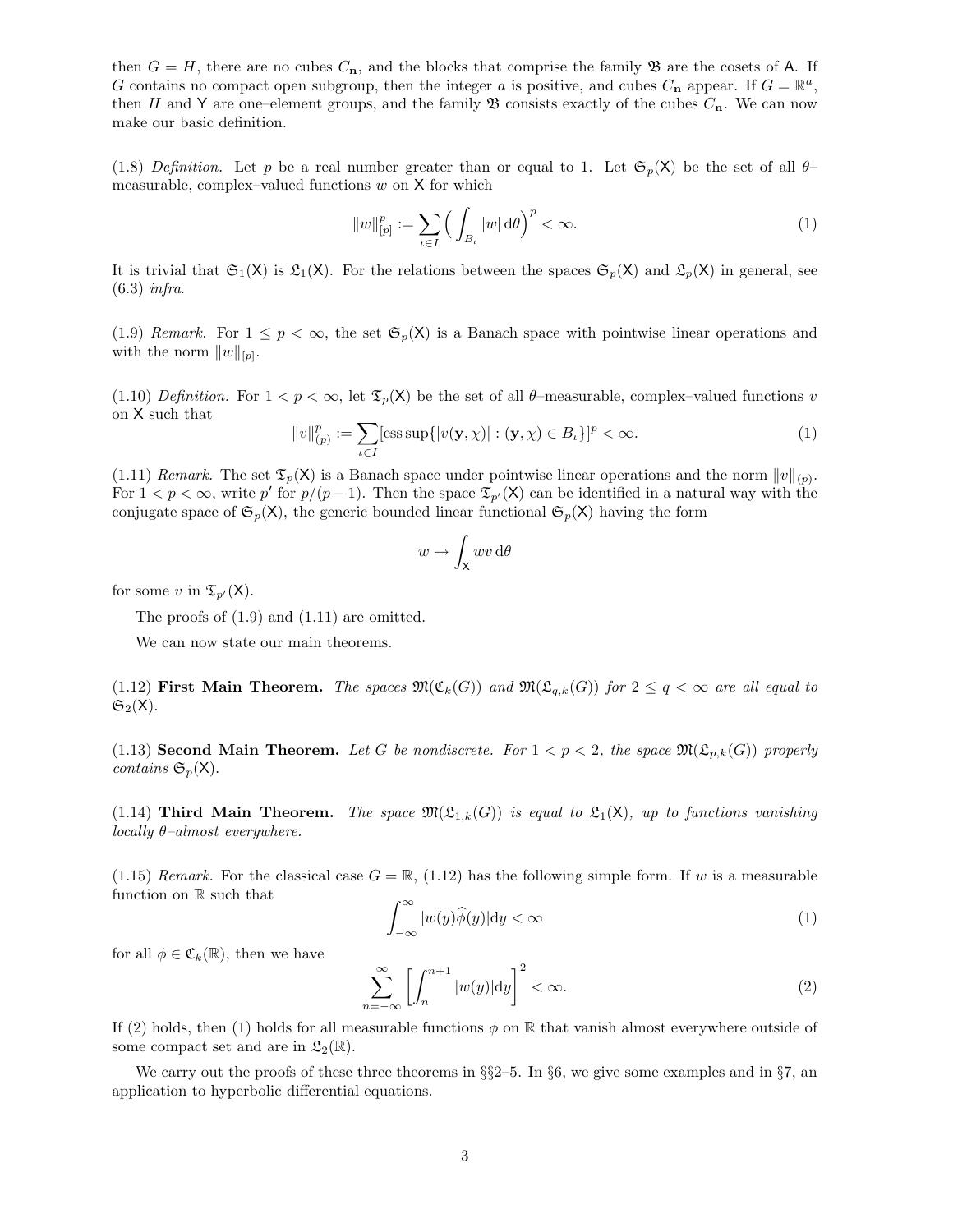then $G = H$, there are no cubes $C_{\mathbf{n}}$, and the blocks that comprise the family $\mathfrak{B}$ are the cosets of $\mathsf{A}$. If $G$ contains no compact open subgroup, then the integer $a$ is positive, and cubes $C_{\mathbf{n}}$ appear. If $G = \mathbb{R}^a$, then $H$ and $\mathsf{Y}$ are one–element groups, and the family $\mathfrak{B}$ consists exactly of the cubes $C_{\mathbf{n}}$. We can now make our basic definition.

(1.8) *Definition.* Let $p$ be a real number greater than or equal to 1. Let $\mathfrak{S}_p(\mathsf{X})$ be the set of all $\theta$–measurable, complex–valued functions $w$ on $\mathsf{X}$ for which

$$\|w\|_{[p]}^p := \sum_{\iota \in I} \Big( \int_{B_\iota} |w| \, \mathrm{d}\theta \Big)^p < \infty. \tag{1}$$

It is trivial that $\mathfrak{S}_1(\mathsf{X})$ is $\mathfrak{L}_1(\mathsf{X})$. For the relations between the spaces $\mathfrak{S}_p(\mathsf{X})$ and $\mathfrak{L}_p(\mathsf{X})$ in general, see (6.3) *infra*.

(1.9) *Remark.* For $1 \le p < \infty$, the set $\mathfrak{S}_p(\mathsf{X})$ is a Banach space with pointwise linear operations and with the norm $\|w\|_{[p]}$.

(1.10) *Definition.* For $1 < p < \infty$, let $\mathfrak{T}_p(\mathsf{X})$ be the set of all $\theta$–measurable, complex–valued functions $v$ on $\mathsf{X}$ such that

$$\|v\|_{(p)}^p := \sum_{\iota \in I} [\operatorname{ess\,sup}\{|v(\mathbf{y}, \chi)| : (\mathbf{y}, \chi) \in B_\iota\}]^p < \infty. \tag{1}$$

(1.11) *Remark.* The set $\mathfrak{T}_p(\mathsf{X})$ is a Banach space under pointwise linear operations and the norm $\|v\|_{(p)}$. For $1 < p < \infty$, write $p'$ for $p/(p-1)$. Then the space $\mathfrak{T}_{p'}(\mathsf{X})$ can be identified in a natural way with the conjugate space of $\mathfrak{S}_p(\mathsf{X})$, the generic bounded linear functional $\mathfrak{S}_p(\mathsf{X})$ having the form

$$w \to \int_{\mathsf{X}} wv \, \mathrm{d}\theta$$

for some $v$ in $\mathfrak{T}_{p'}(\mathsf{X})$.

The proofs of (1.9) and (1.11) are omitted.

We can now state our main theorems.

(1.12) **First Main Theorem.** *The spaces $\mathfrak{M}(\mathfrak{C}_k(G))$ and $\mathfrak{M}(\mathfrak{L}_{q,k}(G))$ for $2 \le q < \infty$ are all equal to $\mathfrak{S}_2(\mathsf{X})$.*

(1.13) **Second Main Theorem.** *Let $G$ be nondiscrete. For $1 < p < 2$, the space $\mathfrak{M}(\mathfrak{L}_{p,k}(G))$ properly contains $\mathfrak{S}_p(\mathsf{X})$.*

(1.14) **Third Main Theorem.** *The space $\mathfrak{M}(\mathfrak{L}_{1,k}(G))$ is equal to $\mathfrak{L}_1(\mathsf{X})$, up to functions vanishing locally $\theta$–almost everywhere.*

(1.15) *Remark.* For the classical case $G = \mathbb{R}$, (1.12) has the following simple form. If $w$ is a measurable function on $\mathbb{R}$ such that

$$\int_{-\infty}^{\infty} |w(y)\widehat{\phi}(y)| \mathrm{d}y < \infty \tag{1}$$

for all $\phi \in \mathfrak{C}_k(\mathbb{R})$, then we have

$$\sum_{n=-\infty}^{\infty} \left[ \int_n^{n+1} |w(y)| \mathrm{d}y \right]^2 < \infty. \tag{2}$$

If (2) holds, then (1) holds for all measurable functions $\phi$ on $\mathbb{R}$ that vanish almost everywhere outside of some compact set and are in $\mathfrak{L}_2(\mathbb{R})$.

We carry out the proofs of these three theorems in §§2–5. In §6, we give some examples and in §7, an application to hyperbolic differential equations.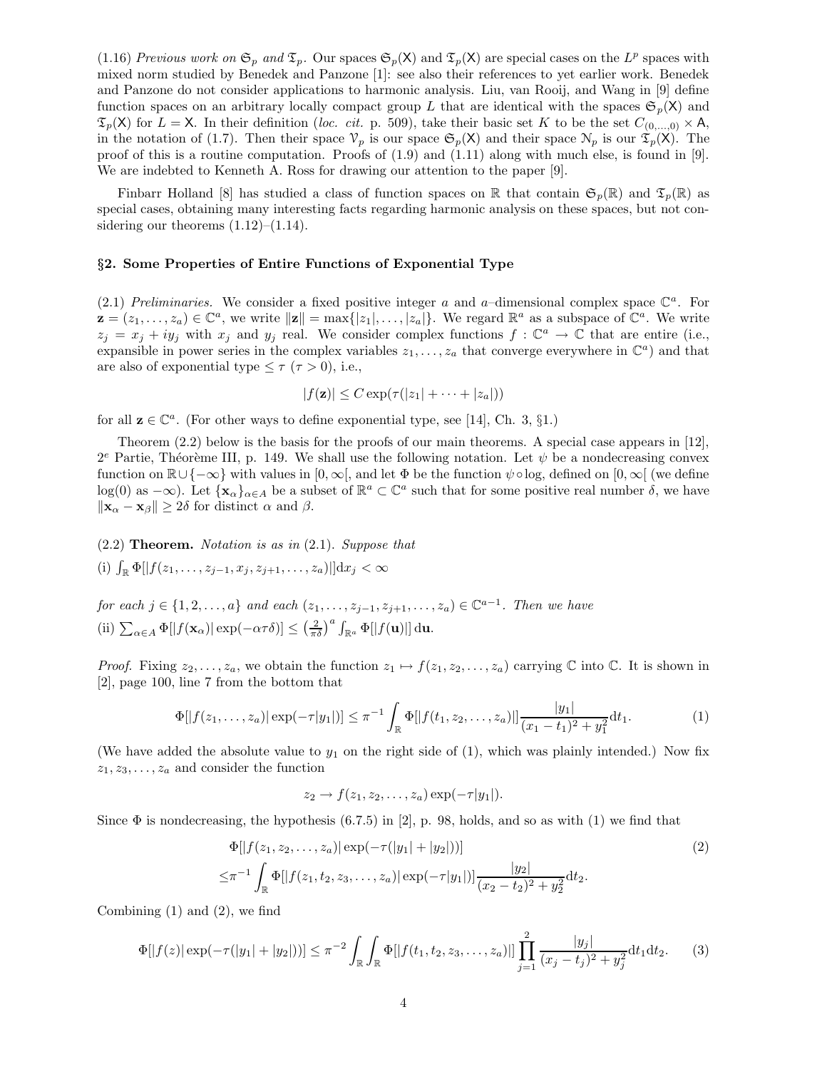(1.16) *Previous work on* $\mathfrak{S}_p$ *and* $\mathfrak{T}_p$. Our spaces $\mathfrak{S}_p(\mathsf{X})$ and $\mathfrak{T}_p(\mathsf{X})$ are special cases on the $L^p$ spaces with mixed norm studied by Benedek and Panzone [1]: see also their references to yet earlier work. Benedek and Panzone do not consider applications to harmonic analysis. Liu, van Rooij, and Wang in [9] define function spaces on an arbitrary locally compact group $L$ that are identical with the spaces $\mathfrak{S}_p(\mathsf{X})$ and $\mathfrak{T}_p(\mathsf{X})$ for $L = \mathsf{X}$. In their definition (*loc. cit.* p. 509), take their basic set $K$ to be the set $C_{(0,\ldots,0)} \times \mathsf{A}$, in the notation of (1.7). Then their space $\mathcal{V}_p$ is our space $\mathfrak{S}_p(\mathsf{X})$ and their space $\mathcal{N}_p$ is our $\mathfrak{T}_p(\mathsf{X})$. The proof of this is a routine computation. Proofs of (1.9) and (1.11) along with much else, is found in [9]. We are indebted to Kenneth A. Ross for drawing our attention to the paper [9].

Finbarr Holland [8] has studied a class of function spaces on $\mathbb{R}$ that contain $\mathfrak{S}_p(\mathbb{R})$ and $\mathfrak{T}_p(\mathbb{R})$ as special cases, obtaining many interesting facts regarding harmonic analysis on these spaces, but not considering our theorems (1.12)–(1.14).

## §2. Some Properties of Entire Functions of Exponential Type

(2.1) *Preliminaries.* We consider a fixed positive integer $a$ and $a$–dimensional complex space $\mathbb{C}^a$. For $\mathbf{z} = (z_1, \ldots, z_a) \in \mathbb{C}^a$, we write $\|\mathbf{z}\| = \max\{|z_1|, \ldots, |z_a|\}$. We regard $\mathbb{R}^a$ as a subspace of $\mathbb{C}^a$. We write $z_j = x_j + iy_j$ with $x_j$ and $y_j$ real. We consider complex functions $f : \mathbb{C}^a \to \mathbb{C}$ that are entire (i.e., expansible in power series in the complex variables $z_1, \ldots, z_a$ that converge everywhere in $\mathbb{C}^a$) and that are also of exponential type $\leq \tau$ ($\tau > 0$), i.e.,

$$|f(\mathbf{z})| \leq C \exp(\tau(|z_1| + \cdots + |z_a|))$$

for all $\mathbf{z} \in \mathbb{C}^a$. (For other ways to define exponential type, see [14], Ch. 3, §1.)

Theorem (2.2) below is the basis for the proofs of our main theorems. A special case appears in [12], 2$^e$ Partie, Théorème III, p. 149. We shall use the following notation. Let $\psi$ be a nondecreasing convex function on $\mathbb{R} \cup \{-\infty\}$ with values in $[0, \infty[$, and let $\Phi$ be the function $\psi \circ \log$, defined on $[0, \infty[$ (we define $\log(0)$ as $-\infty$). Let $\{\mathbf{x}_\alpha\}_{\alpha \in A}$ be a subset of $\mathbb{R}^a \subset \mathbb{C}^a$ such that for some positive real number $\delta$, we have $\|\mathbf{x}_\alpha - \mathbf{x}_\beta\| \geq 2\delta$ for distinct $\alpha$ and $\beta$.

(2.2) **Theorem.** *Notation is as in* (2.1). *Suppose that*

(i) $\int_{\mathbb{R}} \Phi[|f(z_1, \ldots, z_{j-1}, x_j, z_{j+1}, \ldots, z_a)|] \mathrm{d}x_j < \infty$

*for each* $j \in \{1, 2, \ldots, a\}$ *and each* $(z_1, \ldots, z_{j-1}, z_{j+1}, \ldots, z_a) \in \mathbb{C}^{a-1}$. *Then we have*

(ii) $\sum_{\alpha \in A} \Phi[|f(\mathbf{x}_\alpha)| \exp(-\alpha\tau\delta)] \leq \left(\frac{2}{\pi\delta}\right)^a \int_{\mathbb{R}^a} \Phi[|f(\mathbf{u})|] \,\mathrm{d}\mathbf{u}$.

*Proof.* Fixing $z_2, \ldots, z_a$, we obtain the function $z_1 \mapsto f(z_1, z_2, \ldots, z_a)$ carrying $\mathbb{C}$ into $\mathbb{C}$. It is shown in [2], page 100, line 7 from the bottom that

$$\Phi[|f(z_1, \ldots, z_a)| \exp(-\tau|y_1|)] \leq \pi^{-1} \int_{\mathbb{R}} \Phi[|f(t_1, z_2, \ldots, z_a)|] \frac{|y_1|}{(x_1 - t_1)^2 + y_1^2} \mathrm{d}t_1. \tag{1}$$

(We have added the absolute value to $y_1$ on the right side of (1), which was plainly intended.) Now fix $z_1, z_3, \ldots, z_a$ and consider the function

$$z_2 \to f(z_1, z_2, \ldots, z_a) \exp(-\tau|y_1|).$$

Since $\Phi$ is nondecreasing, the hypothesis (6.7.5) in [2], p. 98, holds, and so as with (1) we find that

$$\begin{aligned} &\Phi[|f(z_1, z_2, \ldots, z_a)| \exp(-\tau(|y_1| + |y_2|))] \\ \leq &\pi^{-1} \int_{\mathbb{R}} \Phi[|f(z_1, t_2, z_3, \ldots, z_a)| \exp(-\tau|y_1|)] \frac{|y_2|}{(x_2 - t_2)^2 + y_2^2} \mathrm{d}t_2. \end{aligned} \tag{2}$$

Combining (1) and (2), we find

$$\Phi[|f(z)| \exp(-\tau(|y_1| + |y_2|))] \leq \pi^{-2} \int_{\mathbb{R}} \int_{\mathbb{R}} \Phi[|f(t_1, t_2, z_3, \ldots, z_a)|] \prod_{j=1}^{2} \frac{|y_j|}{(x_j - t_j)^2 + y_j^2} \mathrm{d}t_1 \mathrm{d}t_2. \tag{3}$$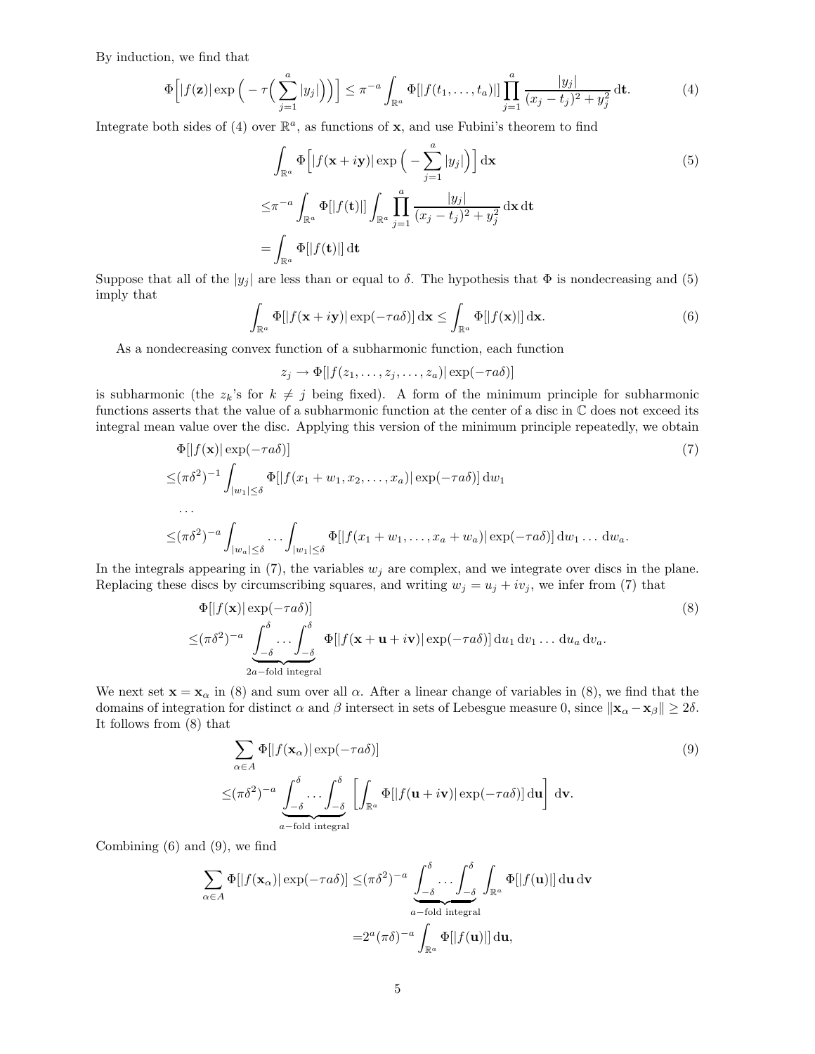By induction, we find that

$$\Phi\Big[|f(\mathbf{z})| \exp\Big( - \tau\Big( \sum_{j=1}^{a} |y_j|\Big)\Big)\Big] \le \pi^{-a} \int_{\mathbb{R}^a} \Phi[|f(t_1, \ldots, t_a)|] \prod_{j=1}^{a} \frac{|y_j|}{(x_j - t_j)^2 + y_j^2} \, \mathrm{d}\mathbf{t}. \tag{4}$$

Integrate both sides of (4) over $\mathbb{R}^a$, as functions of $\mathbf{x}$, and use Fubini's theorem to find

$$\begin{aligned}
&\int_{\mathbb{R}^a} \Phi\Big[|f(\mathbf{x} + i\mathbf{y})| \exp\Big( - \sum_{j=1}^{a} |y_j|\Big)\Big] \, \mathrm{d}\mathbf{x} \\
\le &\pi^{-a} \int_{\mathbb{R}^a} \Phi[|f(\mathbf{t})|] \int_{\mathbb{R}^a} \prod_{j=1}^{a} \frac{|y_j|}{(x_j - t_j)^2 + y_j^2} \, \mathrm{d}\mathbf{x} \, \mathrm{d}\mathbf{t} \\
= &\int_{\mathbb{R}^a} \Phi[|f(\mathbf{t})|] \, \mathrm{d}\mathbf{t}
\end{aligned} \tag{5}$$

Suppose that all of the $|y_j|$ are less than or equal to $\delta$. The hypothesis that $\Phi$ is nondecreasing and (5) imply that

$$\int_{\mathbb{R}^a} \Phi[|f(\mathbf{x} + i\mathbf{y})| \exp(-\tau a \delta)] \, \mathrm{d}\mathbf{x} \le \int_{\mathbb{R}^a} \Phi[|f(\mathbf{x})|] \, \mathrm{d}\mathbf{x}. \tag{6}$$

As a nondecreasing convex function of a subharmonic function, each function

$$z_j \to \Phi[|f(z_1, \ldots, z_j, \ldots, z_a)| \exp(-\tau a \delta)]$$

is subharmonic (the $z_k$'s for $k \ne j$ being fixed). A form of the minimum principle for subharmonic functions asserts that the value of a subharmonic function at the center of a disc in $\mathbb{C}$ does not exceed its integral mean value over the disc. Applying this version of the minimum principle repeatedly, we obtain

$$\begin{aligned}
&\Phi[|f(\mathbf{x})| \exp(-\tau a \delta)] \\
\le &(\pi \delta^2)^{-1} \int_{|w_1| \le \delta} \Phi[|f(x_1 + w_1, x_2, \ldots, x_a)| \exp(-\tau a \delta)] \, \mathrm{d}w_1 \\
&\ldots \\
\le &(\pi \delta^2)^{-a} \int_{|w_a| \le \delta} \ldots \int_{|w_1| \le \delta} \Phi[|f(x_1 + w_1, \ldots, x_a + w_a)| \exp(-\tau a \delta)] \, \mathrm{d}w_1 \ldots \mathrm{d}w_a.
\end{aligned} \tag{7}$$

In the integrals appearing in (7), the variables $w_j$ are complex, and we integrate over discs in the plane. Replacing these discs by circumscribing squares, and writing $w_j = u_j + iv_j$, we infer from (7) that

$$\begin{aligned}
&\Phi[|f(\mathbf{x})| \exp(-\tau a \delta)] \\
\le &(\pi \delta^2)^{-a} \underbrace{\int_{-\delta}^{\delta} \ldots \int_{-\delta}^{\delta}}_{2a-\text{fold integral}} \Phi[|f(\mathbf{x} + \mathbf{u} + i\mathbf{v})| \exp(-\tau a \delta)] \, \mathrm{d}u_1 \, \mathrm{d}v_1 \ldots \mathrm{d}u_a \, \mathrm{d}v_a.
\end{aligned} \tag{8}$$

We next set $\mathbf{x} = \mathbf{x}_\alpha$ in (8) and sum over all $\alpha$. After a linear change of variables in (8), we find that the domains of integration for distinct $\alpha$ and $\beta$ intersect in sets of Lebesgue measure 0, since $\|\mathbf{x}_\alpha - \mathbf{x}_\beta\| \ge 2\delta$. It follows from (8) that

$$\begin{aligned}
&\sum_{\alpha \in A} \Phi[|f(\mathbf{x}_\alpha)| \exp(-\tau a \delta)] \\
\le &(\pi \delta^2)^{-a} \underbrace{\int_{-\delta}^{\delta} \ldots \int_{-\delta}^{\delta}}_{a-\text{fold integral}} \left[ \int_{\mathbb{R}^a} \Phi[|f(\mathbf{u} + i\mathbf{v})| \exp(-\tau a \delta)] \, \mathrm{d}\mathbf{u} \right] \, \mathrm{d}\mathbf{v}.
\end{aligned} \tag{9}$$

Combining (6) and (9), we find

$$\begin{aligned}
\sum_{\alpha \in A} \Phi[|f(\mathbf{x}_\alpha)| \exp(-\tau a \delta)] \le &(\pi \delta^2)^{-a} \underbrace{\int_{-\delta}^{\delta} \ldots \int_{-\delta}^{\delta}}_{a-\text{fold integral}} \int_{\mathbb{R}^a} \Phi[|f(\mathbf{u})|] \, \mathrm{d}\mathbf{u} \, \mathrm{d}\mathbf{v} \\
= &2^a (\pi \delta)^{-a} \int_{\mathbb{R}^a} \Phi[|f(\mathbf{u})|] \, \mathrm{d}\mathbf{u},
\end{aligned}$$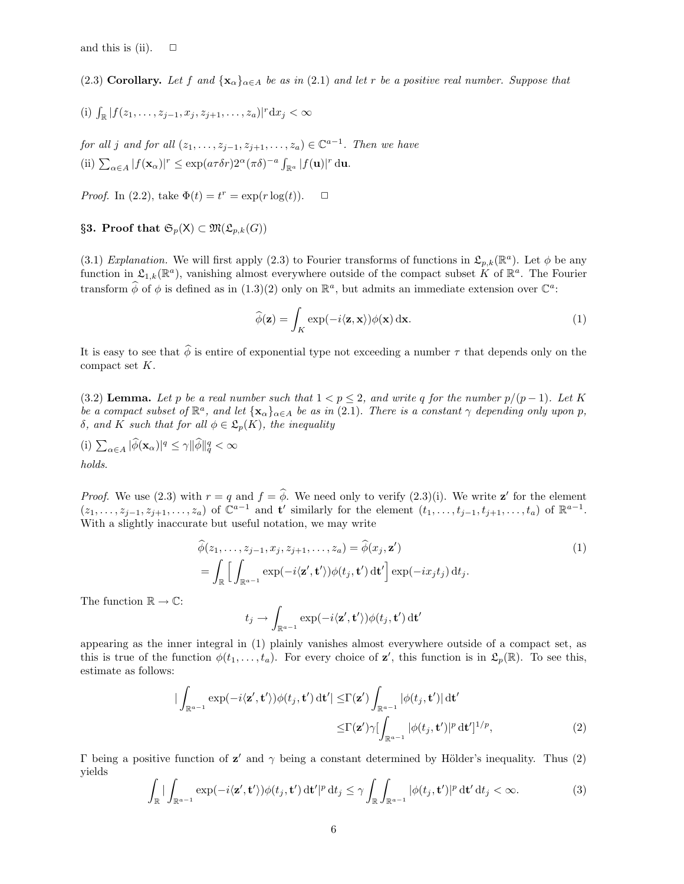and this is (ii). □

(2.3) **Corollary.** *Let $f$ and $\{\mathbf{x}_\alpha\}_{\alpha\in A}$ be as in (2.1) and let $r$ be a positive real number. Suppose that*

(i) $\int_{\mathbb{R}} |f(z_1,\ldots,z_{j-1},x_j,z_{j+1},\ldots,z_a)|^r \mathrm{d}x_j < \infty$

*for all $j$ and for all $(z_1,\ldots,z_{j-1},z_{j+1},\ldots,z_a) \in \mathbb{C}^{a-1}$. Then we have*

(ii) $\sum_{\alpha\in A} |f(\mathbf{x}_\alpha)|^r \le \exp(a\tau\delta r)2^\alpha(\pi\delta)^{-a}\int_{\mathbb{R}^a} |f(\mathbf{u})|^r \,\mathrm{d}\mathbf{u}$.

*Proof.* In (2.2), take $\Phi(t) = t^r = \exp(r\log(t))$. □

## §3. Proof that $\mathfrak{S}_p(\mathsf{X}) \subset \mathfrak{M}(\mathfrak{L}_{p,k}(G))$

(3.1) *Explanation.* We will first apply (2.3) to Fourier transforms of functions in $\mathfrak{L}_{p,k}(\mathbb{R}^a)$. Let $\phi$ be any function in $\mathfrak{L}_{1,k}(\mathbb{R}^a)$, vanishing almost everywhere outside of the compact subset $K$ of $\mathbb{R}^a$. The Fourier transform $\widehat{\phi}$ of $\phi$ is defined as in (1.3)(2) only on $\mathbb{R}^a$, but admits an immediate extension over $\mathbb{C}^a$:

$$\widehat{\phi}(\mathbf{z}) = \int_K \exp(-i\langle\mathbf{z},\mathbf{x}\rangle)\phi(\mathbf{x})\,\mathrm{d}\mathbf{x}. \tag{1}$$

It is easy to see that $\widehat{\phi}$ is entire of exponential type not exceeding a number $\tau$ that depends only on the compact set $K$.

(3.2) **Lemma.** *Let $p$ be a real number such that $1 < p \le 2$, and write $q$ for the number $p/(p-1)$. Let $K$ be a compact subset of $\mathbb{R}^a$, and let $\{\mathbf{x}_\alpha\}_{\alpha\in A}$ be as in (2.1). There is a constant $\gamma$ depending only upon $p$, $\delta$, and $K$ such that for all $\phi \in \mathfrak{L}_p(K)$, the inequality*

(i) $\sum_{\alpha\in A} |\widehat{\phi}(\mathbf{x}_\alpha)|^q \le \gamma\|\widehat{\phi}\|_q^q < \infty$

*holds.*

*Proof.* We use (2.3) with $r = q$ and $f = \widehat{\phi}$. We need only to verify (2.3)(i). We write $\mathbf{z}'$ for the element $(z_1,\ldots,z_{j-1},z_{j+1},\ldots,z_a)$ of $\mathbb{C}^{a-1}$ and $\mathbf{t}'$ similarly for the element $(t_1,\ldots,t_{j-1},t_{j+1},\ldots,t_a)$ of $\mathbb{R}^{a-1}$. With a slightly inaccurate but useful notation, we may write

$$\begin{aligned}
&\widehat{\phi}(z_1,\ldots,z_{j-1},x_j,z_{j+1},\ldots,z_a) = \widehat{\phi}(x_j,\mathbf{z}') \\
&= \int_{\mathbb{R}} \Big[\int_{\mathbb{R}^{a-1}} \exp(-i\langle\mathbf{z}',\mathbf{t}'\rangle)\phi(t_j,\mathbf{t}')\,\mathrm{d}\mathbf{t}'\Big]\exp(-ix_jt_j)\,\mathrm{d}t_j.
\end{aligned} \tag{1}$$

The function $\mathbb{R} \to \mathbb{C}$:

$$t_j \to \int_{\mathbb{R}^{a-1}} \exp(-i\langle\mathbf{z}',\mathbf{t}'\rangle)\phi(t_j,\mathbf{t}')\,\mathrm{d}\mathbf{t}'$$

appearing as the inner integral in (1) plainly vanishes almost everywhere outside of a compact set, as this is true of the function $\phi(t_1,\ldots,t_a)$. For every choice of $\mathbf{z}'$, this function is in $\mathfrak{L}_p(\mathbb{R})$. To see this, estimate as follows:

$$\begin{aligned}
\Big|\int_{\mathbb{R}^{a-1}} \exp(-i\langle\mathbf{z}',\mathbf{t}'\rangle)\phi(t_j,\mathbf{t}')\,\mathrm{d}\mathbf{t}'\Big| &\le \Gamma(\mathbf{z}')\int_{\mathbb{R}^{a-1}} |\phi(t_j,\mathbf{t}')|\,\mathrm{d}\mathbf{t}' \\
&\le \Gamma(\mathbf{z}')\gamma\Big[\int_{\mathbb{R}^{a-1}} |\phi(t_j,\mathbf{t}')|^p\,\mathrm{d}\mathbf{t}'\Big]^{1/p},
\end{aligned} \tag{2}$$

$\Gamma$ being a positive function of $\mathbf{z}'$ and $\gamma$ being a constant determined by Hölder's inequality. Thus (2) yields

$$\int_{\mathbb{R}} \Big|\int_{\mathbb{R}^{a-1}} \exp(-i\langle\mathbf{z}',\mathbf{t}'\rangle)\phi(t_j,\mathbf{t}')\,\mathrm{d}\mathbf{t}'\Big|^p\,\mathrm{d}t_j \le \gamma\int_{\mathbb{R}}\int_{\mathbb{R}^{a-1}} |\phi(t_j,\mathbf{t}')|^p\,\mathrm{d}\mathbf{t}'\,\mathrm{d}t_j < \infty. \tag{3}$$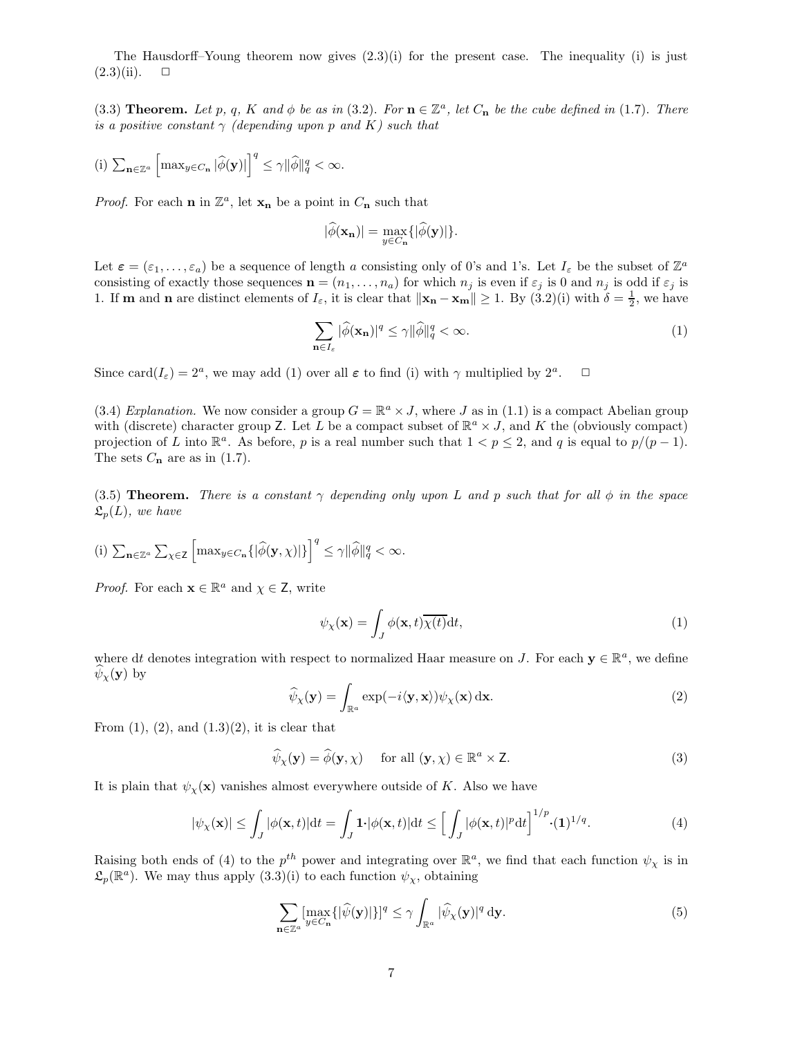The Hausdorff–Young theorem now gives (2.3)(i) for the present case. The inequality (i) is just (2.3)(ii). □

(3.3) **Theorem.** *Let $p$, $q$, $K$ and $\phi$ be as in (3.2). For $\mathbf{n} \in \mathbb{Z}^a$, let $C_\mathbf{n}$ be the cube defined in (1.7). There is a positive constant $\gamma$ (depending upon $p$ and $K$) such that*

(i) $\sum_{\mathbf{n}\in\mathbb{Z}^a} \Big[\max_{y\in C_\mathbf{n}} |\widehat{\phi}(\mathbf{y})|\Big]^q \le \gamma \|\widehat{\phi}\|_q^q < \infty.$

*Proof.* For each $\mathbf{n}$ in $\mathbb{Z}^a$, let $\mathbf{x_n}$ be a point in $C_\mathbf{n}$ such that

$$|\widehat{\phi}(\mathbf{x_n})| = \max_{y\in C_\mathbf{n}}\{|\widehat{\phi}(\mathbf{y})|\}.$$

Let $\boldsymbol{\varepsilon} = (\varepsilon_1, \ldots, \varepsilon_a)$ be a sequence of length $a$ consisting only of 0's and 1's. Let $I_\varepsilon$ be the subset of $\mathbb{Z}^a$ consisting of exactly those sequences $\mathbf{n} = (n_1, \ldots, n_a)$ for which $n_j$ is even if $\varepsilon_j$ is 0 and $n_j$ is odd if $\varepsilon_j$ is 1. If $\mathbf{m}$ and $\mathbf{n}$ are distinct elements of $I_\varepsilon$, it is clear that $\|\mathbf{x_n} - \mathbf{x_m}\| \ge 1$. By (3.2)(i) with $\delta = \frac{1}{2}$, we have

$$\sum_{\mathbf{n}\in I_\varepsilon} |\widehat{\phi}(\mathbf{x_n})|^q \le \gamma \|\widehat{\phi}\|_q^q < \infty. \tag{1}$$

Since $\text{card}(I_\varepsilon) = 2^a$, we may add (1) over all $\boldsymbol{\varepsilon}$ to find (i) with $\gamma$ multiplied by $2^a$. □

(3.4) *Explanation.* We now consider a group $G = \mathbb{R}^a \times J$, where $J$ as in (1.1) is a compact Abelian group with (discrete) character group $\mathsf{Z}$. Let $L$ be a compact subset of $\mathbb{R}^a \times J$, and $K$ the (obviously compact) projection of $L$ into $\mathbb{R}^a$. As before, $p$ is a real number such that $1 < p \le 2$, and $q$ is equal to $p/(p-1)$. The sets $C_\mathbf{n}$ are as in (1.7).

(3.5) **Theorem.** *There is a constant $\gamma$ depending only upon $L$ and $p$ such that for all $\phi$ in the space $\mathfrak{L}_p(L)$, we have*

(i) $\sum_{\mathbf{n}\in\mathbb{Z}^a} \sum_{\chi\in\mathsf{Z}} \Big[\max_{y\in C_\mathbf{n}}\{|\widehat{\phi}(\mathbf{y},\chi)|\}\Big]^q \le \gamma \|\widehat{\phi}\|_q^q < \infty.$

*Proof.* For each $\mathbf{x} \in \mathbb{R}^a$ and $\chi \in \mathsf{Z}$, write

$$\psi_\chi(\mathbf{x}) = \int_J \phi(\mathbf{x}, t)\overline{\chi(t)}\mathrm{d}t, \tag{1}$$

where $\mathrm{d}t$ denotes integration with respect to normalized Haar measure on $J$. For each $\mathbf{y} \in \mathbb{R}^a$, we define $\widehat{\psi}_\chi(\mathbf{y})$ by

$$\widehat{\psi}_\chi(\mathbf{y}) = \int_{\mathbb{R}^a} \exp(-i\langle \mathbf{y}, \mathbf{x}\rangle)\psi_\chi(\mathbf{x})\,\mathrm{d}\mathbf{x}. \tag{2}$$

From (1), (2), and (1.3)(2), it is clear that

$$\widehat{\psi}_\chi(\mathbf{y}) = \widehat{\phi}(\mathbf{y}, \chi) \quad \text{ for all } (\mathbf{y}, \chi) \in \mathbb{R}^a \times \mathsf{Z}. \tag{3}$$

It is plain that $\psi_\chi(\mathbf{x})$ vanishes almost everywhere outside of $K$. Also we have

$$|\psi_\chi(\mathbf{x})| \le \int_J |\phi(\mathbf{x}, t)|\mathrm{d}t = \int_J \mathbf{1}\cdot|\phi(\mathbf{x}, t)|\mathrm{d}t \le \Big[\int_J |\phi(\mathbf{x}, t)|^p\mathrm{d}t\Big]^{1/p}\cdot(\mathbf{1})^{1/q}. \tag{4}$$

Raising both ends of (4) to the $p^{th}$ power and integrating over $\mathbb{R}^a$, we find that each function $\psi_\chi$ is in $\mathfrak{L}_p(\mathbb{R}^a)$. We may thus apply (3.3)(i) to each function $\psi_\chi$, obtaining

$$\sum_{\mathbf{n}\in\mathbb{Z}^a} [\max_{y\in C_\mathbf{n}}\{|\widehat{\psi}(\mathbf{y})|\}]^q \le \gamma \int_{\mathbb{R}^a} |\widehat{\psi}_\chi(\mathbf{y})|^q\,\mathrm{d}\mathbf{y}. \tag{5}$$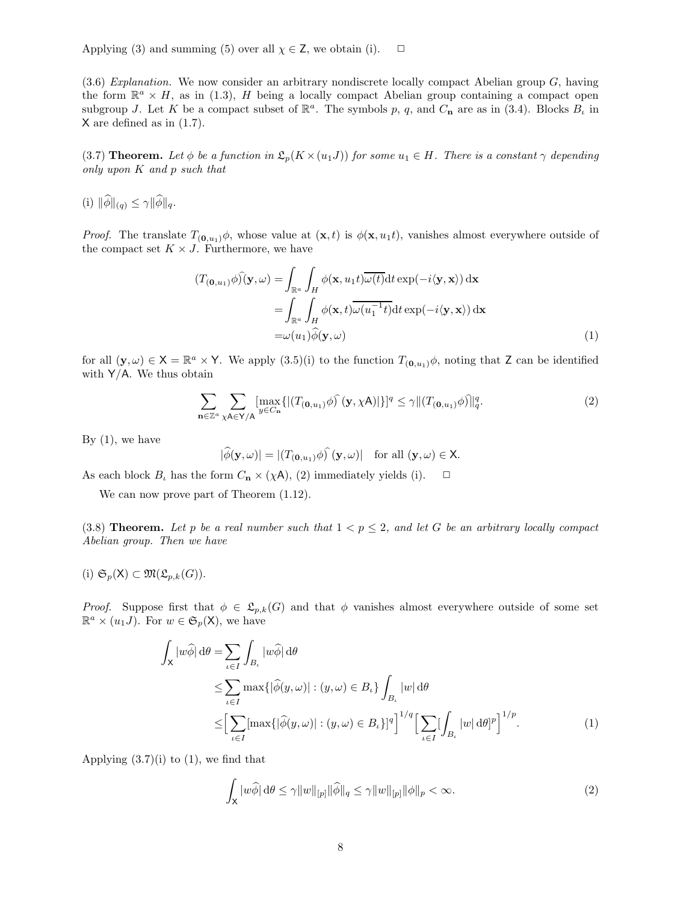Applying (3) and summing (5) over all $\chi \in \mathsf{Z}$, we obtain (i). □

(3.6) *Explanation.* We now consider an arbitrary nondiscrete locally compact Abelian group $G$, having the form $\mathbb{R}^a \times H$, as in (1.3), $H$ being a locally compact Abelian group containing a compact open subgroup $J$. Let $K$ be a compact subset of $\mathbb{R}^a$. The symbols $p$, $q$, and $C_{\mathbf{n}}$ are as in (3.4). Blocks $B_\iota$ in $\mathsf{X}$ are defined as in (1.7).

(3.7) **Theorem.** *Let $\phi$ be a function in $\mathfrak{L}_p(K \times (u_1 J))$ for some $u_1 \in H$. There is a constant $\gamma$ depending only upon $K$ and $p$ such that*

(i) $\|\widehat{\phi}\|_{(q)} \leq \gamma \|\widehat{\phi}\|_q$.

*Proof.* The translate $T_{(\mathbf{0},u_1)}\phi$, whose value at $(\mathbf{x}, t)$ is $\phi(\mathbf{x}, u_1 t)$, vanishes almost everywhere outside of the compact set $K \times J$. Furthermore, we have

$$
\begin{aligned}
(T_{(\mathbf{0},u_1)}\phi)\widehat{\ }(\mathbf{y}, \omega) &= \int_{\mathbb{R}^a} \int_H \phi(\mathbf{x}, u_1 t)\overline{\omega(t)} \mathrm{d}t \exp(-i\langle \mathbf{y}, \mathbf{x}\rangle)\, \mathrm{d}\mathbf{x} \\
&= \int_{\mathbb{R}^a} \int_H \phi(\mathbf{x}, t)\overline{\omega(u_1^{-1} t)} \mathrm{d}t \exp(-i\langle \mathbf{y}, \mathbf{x}\rangle)\, \mathrm{d}\mathbf{x} \\
&= \omega(u_1)\widehat{\phi}(\mathbf{y}, \omega) \qquad (1)
\end{aligned}
$$

for all $(\mathbf{y}, \omega) \in \mathsf{X} = \mathbb{R}^a \times \mathsf{Y}$. We apply (3.5)(i) to the function $T_{(\mathbf{0},u_1)}\phi$, noting that $\mathsf{Z}$ can be identified with $\mathsf{Y}/\mathsf{A}$. We thus obtain

$$
\sum_{\mathbf{n} \in \mathbb{Z}^a} \sum_{\chi \mathsf{A} \in \mathsf{Y}/\mathsf{A}} [\max_{y \in C_{\mathbf{n}}} \{|(T_{(\mathbf{0},u_1)}\phi)\widehat{\ }(\mathbf{y}, \chi\mathsf{A})|\}]^q \leq \gamma \|(T_{(\mathbf{0},u_1)}\phi)\widehat{\ }\|_q^q. \qquad (2)
$$

By (1), we have

$$
|\widehat{\phi}(\mathbf{y}, \omega)| = |(T_{(\mathbf{0},u_1)}\phi)\widehat{\ }(\mathbf{y}, \omega)| \quad \text{for all } (\mathbf{y}, \omega) \in \mathsf{X}.
$$

As each block $B_\iota$ has the form $C_{\mathbf{n}} \times (\chi \mathsf{A})$, (2) immediately yields (i). □

We can now prove part of Theorem (1.12).

(3.8) **Theorem.** *Let $p$ be a real number such that $1 < p \leq 2$, and let $G$ be an arbitrary locally compact Abelian group. Then we have*

(i) $\mathfrak{S}_p(\mathsf{X}) \subset \mathfrak{M}(\mathfrak{L}_{p,k}(G))$.

*Proof.* Suppose first that $\phi \in \mathfrak{L}_{p,k}(G)$ and that $\phi$ vanishes almost everywhere outside of some set $\mathbb{R}^a \times (u_1 J)$. For $w \in \mathfrak{S}_p(\mathsf{X})$, we have

$$
\begin{aligned}
\int_{\mathsf{X}} |w\widehat{\phi}|\, \mathrm{d}\theta &= \sum_{\iota \in I} \int_{B_\iota} |w\widehat{\phi}|\, \mathrm{d}\theta \\
&\leq \sum_{\iota \in I} \max\{|\widehat{\phi}(y, \omega)| : (y, \omega) \in B_\iota\} \int_{B_\iota} |w|\, \mathrm{d}\theta \\
&\leq \Big[\sum_{\iota \in I} [\max\{|\widehat{\phi}(y, \omega)| : (y, \omega) \in B_\iota\}]^q\Big]^{1/q} \Big[\sum_{\iota \in I} [\int_{B_\iota} |w|\, \mathrm{d}\theta]^p\Big]^{1/p}. \qquad (1)
\end{aligned}
$$

Applying (3.7)(i) to (1), we find that

$$
\int_{\mathsf{X}} |w\widehat{\phi}|\, \mathrm{d}\theta \leq \gamma \|w\|_{[p]} \|\widehat{\phi}\|_q \leq \gamma \|w\|_{[p]} \|\phi\|_p < \infty. \qquad (2)
$$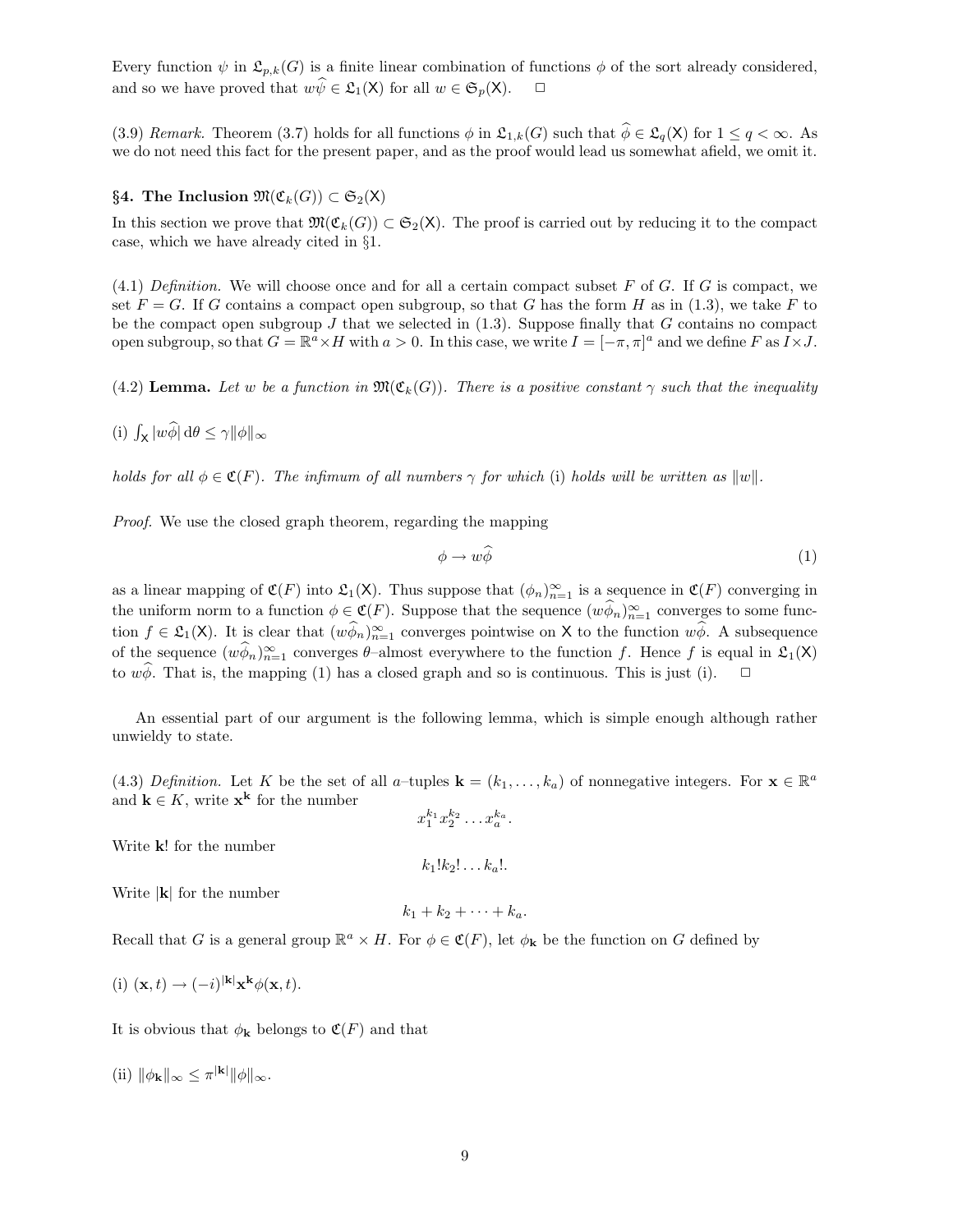Every function $\psi$ in $\mathfrak{L}_{p,k}(G)$ is a finite linear combination of functions $\phi$ of the sort already considered, and so we have proved that $w\widehat{\psi} \in \mathfrak{L}_1(\mathsf{X})$ for all $w \in \mathfrak{S}_p(\mathsf{X})$. □

(3.9) *Remark.* Theorem (3.7) holds for all functions $\phi$ in $\mathfrak{L}_{1,k}(G)$ such that $\widehat{\phi} \in \mathfrak{L}_q(\mathsf{X})$ for $1 \leq q < \infty$. As we do not need this fact for the present paper, and as the proof would lead us somewhat afield, we omit it.

## §4. The Inclusion $\mathfrak{M}(\mathfrak{C}_k(G)) \subset \mathfrak{S}_2(\mathsf{X})$

In this section we prove that $\mathfrak{M}(\mathfrak{C}_k(G)) \subset \mathfrak{S}_2(\mathsf{X})$. The proof is carried out by reducing it to the compact case, which we have already cited in §1.

(4.1) *Definition.* We will choose once and for all a certain compact subset $F$ of $G$. If $G$ is compact, we set $F = G$. If $G$ contains a compact open subgroup, so that $G$ has the form $H$ as in (1.3), we take $F$ to be the compact open subgroup $J$ that we selected in (1.3). Suppose finally that $G$ contains no compact open subgroup, so that $G = \mathbb{R}^a \times H$ with $a > 0$. In this case, we write $I = [-\pi, \pi]^a$ and we define $F$ as $I \times J$.

(4.2) **Lemma.** *Let $w$ be a function in $\mathfrak{M}(\mathfrak{C}_k(G))$. There is a positive constant $\gamma$ such that the inequality*

(i) $\int_{\mathsf{X}} |w\widehat{\phi}| \, \mathrm{d}\theta \leq \gamma \|\phi\|_\infty$

*holds for all $\phi \in \mathfrak{C}(F)$. The infimum of all numbers $\gamma$ for which* (i) *holds will be written as $\|w\|$.*

*Proof.* We use the closed graph theorem, regarding the mapping

$$\phi \to w\widehat{\phi} \tag{1}$$

as a linear mapping of $\mathfrak{C}(F)$ into $\mathfrak{L}_1(\mathsf{X})$. Thus suppose that $(\phi_n)_{n=1}^\infty$ is a sequence in $\mathfrak{C}(F)$ converging in the uniform norm to a function $\phi \in \mathfrak{C}(F)$. Suppose that the sequence $(w\widehat{\phi}_n)_{n=1}^\infty$ converges to some function $f \in \mathfrak{L}_1(\mathsf{X})$. It is clear that $(w\widehat{\phi}_n)_{n=1}^\infty$ converges pointwise on $\mathsf{X}$ to the function $w\widehat{\phi}$. A subsequence of the sequence $(w\widehat{\phi}_n)_{n=1}^\infty$ converges $\theta$–almost everywhere to the function $f$. Hence $f$ is equal in $\mathfrak{L}_1(\mathsf{X})$ to $w\widehat{\phi}$. That is, the mapping (1) has a closed graph and so is continuous. This is just (i). □

An essential part of our argument is the following lemma, which is simple enough although rather unwieldy to state.

(4.3) *Definition.* Let $K$ be the set of all $a$–tuples $\mathbf{k} = (k_1, \ldots, k_a)$ of nonnegative integers. For $\mathbf{x} \in \mathbb{R}^a$ and $\mathbf{k} \in K$, write $\mathbf{x}^{\mathbf{k}}$ for the number

$$x_1^{k_1} x_2^{k_2} \ldots x_a^{k_a}.$$

Write $\mathbf{k}!$ for the number

$$k_1! k_2! \ldots k_a!.$$

Write $|\mathbf{k}|$ for the number

$$k_1 + k_2 + \cdots + k_a.$$

Recall that $G$ is a general group $\mathbb{R}^a \times H$. For $\phi \in \mathfrak{C}(F)$, let $\phi_{\mathbf{k}}$ be the function on $G$ defined by

(i) $(\mathbf{x}, t) \to (-i)^{|\mathbf{k}|} \mathbf{x}^{\mathbf{k}} \phi(\mathbf{x}, t)$.

It is obvious that $\phi_{\mathbf{k}}$ belongs to $\mathfrak{C}(F)$ and that

(ii) $\|\phi_{\mathbf{k}}\|_\infty \leq \pi^{|\mathbf{k}|} \|\phi\|_\infty$.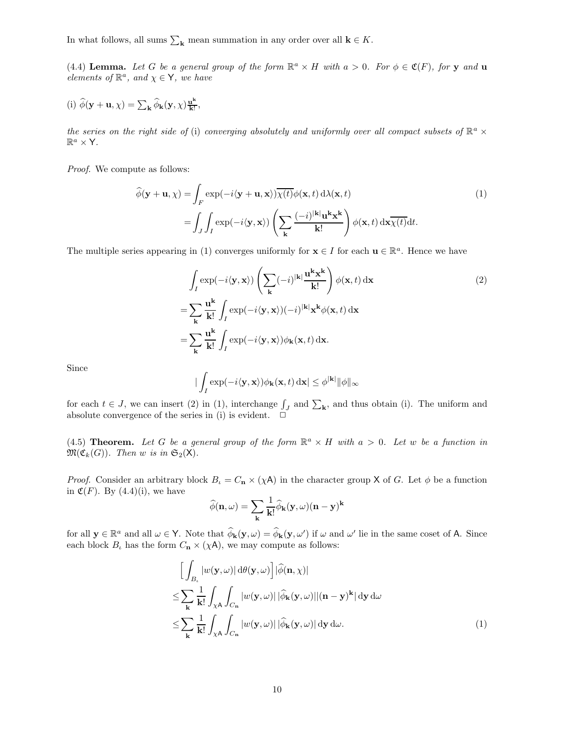In what follows, all sums $\sum_{\mathbf{k}}$ mean summation in any order over all $\mathbf{k} \in K$.

(4.4) **Lemma.** *Let $G$ be a general group of the form $\mathbb{R}^a \times H$ with $a > 0$. For $\phi \in \mathfrak{C}(F)$, for $\mathbf{y}$ and $\mathbf{u}$ elements of $\mathbb{R}^a$, and $\chi \in \mathsf{Y}$, we have*

(i) $\widehat{\phi}(\mathbf{y} + \mathbf{u}, \chi) = \sum_{\mathbf{k}} \widehat{\phi}_{\mathbf{k}}(\mathbf{y}, \chi) \frac{\mathbf{u}^{\mathbf{k}}}{\mathbf{k}!}$,

*the series on the right side of* (i) *converging absolutely and uniformly over all compact subsets of $\mathbb{R}^a \times \mathbb{R}^a \times \mathsf{Y}$.*

*Proof.* We compute as follows:

$$
\begin{aligned}
\widehat{\phi}(\mathbf{y} + \mathbf{u}, \chi) &= \int_F \exp(-i\langle \mathbf{y} + \mathbf{u}, \mathbf{x}\rangle)\overline{\chi(t)}\phi(\mathbf{x}, t)\, \mathrm{d}\lambda(\mathbf{x}, t) \qquad (1)\\
&= \int_J \int_I \exp(-i\langle \mathbf{y}, \mathbf{x}\rangle) \left( \sum_{\mathbf{k}} \frac{(-i)^{|\mathbf{k}|}\mathbf{u}^{\mathbf{k}}\mathbf{x}^{\mathbf{k}}}{\mathbf{k}!} \right) \phi(\mathbf{x}, t)\, \mathrm{d}\mathbf{x}\overline{\chi(t)}\mathrm{d}t.
\end{aligned}
$$

The multiple series appearing in (1) converges uniformly for $\mathbf{x} \in I$ for each $\mathbf{u} \in \mathbb{R}^a$. Hence we have

$$
\begin{aligned}
&\int_I \exp(-i\langle \mathbf{y}, \mathbf{x}\rangle) \left( \sum_{\mathbf{k}} (-i)^{|\mathbf{k}|} \frac{\mathbf{u}^{\mathbf{k}}\mathbf{x}^{\mathbf{k}}}{\mathbf{k}!} \right) \phi(\mathbf{x}, t)\, \mathrm{d}\mathbf{x} \qquad (2)\\
&= \sum_{\mathbf{k}} \frac{\mathbf{u}^{\mathbf{k}}}{\mathbf{k}!} \int_I \exp(-i\langle \mathbf{y}, \mathbf{x}\rangle)(-i)^{|\mathbf{k}|}\mathbf{x}^{\mathbf{k}}\phi(\mathbf{x}, t)\, \mathrm{d}\mathbf{x}\\
&= \sum_{\mathbf{k}} \frac{\mathbf{u}^{\mathbf{k}}}{\mathbf{k}!} \int_I \exp(-i\langle \mathbf{y}, \mathbf{x}\rangle)\phi_{\mathbf{k}}(\mathbf{x}, t)\, \mathrm{d}\mathbf{x}.
\end{aligned}
$$

Since

$$
\left|\int_I \exp(-i\langle \mathbf{y}, \mathbf{x}\rangle)\phi_{\mathbf{k}}(\mathbf{x}, t)\, \mathrm{d}\mathbf{x}\right| \leq \phi^{|\mathbf{k}|}\|\phi\|_\infty
$$

for each $t \in J$, we can insert (2) in (1), interchange $\int_J$ and $\sum_{\mathbf{k}}$, and thus obtain (i). The uniform and absolute convergence of the series in (i) is evident. □

(4.5) **Theorem.** *Let $G$ be a general group of the form $\mathbb{R}^a \times H$ with $a > 0$. Let $w$ be a function in $\mathfrak{M}(\mathfrak{C}_k(G))$. Then $w$ is in $\mathfrak{S}_2(\mathsf{X})$.*

*Proof.* Consider an arbitrary block $B_\iota = C_{\mathbf{n}} \times (\chi\mathsf{A})$ in the character group $\mathsf{X}$ of $G$. Let $\phi$ be a function in $\mathfrak{C}(F)$. By (4.4)(i), we have

$$
\widehat{\phi}(\mathbf{n}, \omega) = \sum_{\mathbf{k}} \frac{1}{\mathbf{k}!} \widehat{\phi}_{\mathbf{k}}(\mathbf{y}, \omega)(\mathbf{n} - \mathbf{y})^{\mathbf{k}}
$$

for all $\mathbf{y} \in \mathbb{R}^a$ and all $\omega \in \mathsf{Y}$. Note that $\widehat{\phi}_{\mathbf{k}}(\mathbf{y}, \omega) = \widehat{\phi}_{\mathbf{k}}(\mathbf{y}, \omega')$ if $\omega$ and $\omega'$ lie in the same coset of $\mathsf{A}$. Since each block $B_\iota$ has the form $C_{\mathbf{n}} \times (\chi\mathsf{A})$, we may compute as follows:

$$
\begin{aligned}
&\Big[\int_{B_\iota} |w(\mathbf{y}, \omega)|\, \mathrm{d}\theta(\mathbf{y}, \omega)\Big] |\widehat{\phi}(\mathbf{n}, \chi)|\\
\leq &\sum_{\mathbf{k}} \frac{1}{\mathbf{k}!} \int_{\chi\mathsf{A}} \int_{C_{\mathbf{n}}} |w(\mathbf{y}, \omega)|\, |\widehat{\phi}_{\mathbf{k}}(\mathbf{y}, \omega)| |(\mathbf{n} - \mathbf{y})^{\mathbf{k}}|\, \mathrm{d}\mathbf{y}\, \mathrm{d}\omega\\
\leq &\sum_{\mathbf{k}} \frac{1}{\mathbf{k}!} \int_{\chi\mathsf{A}} \int_{C_{\mathbf{n}}} |w(\mathbf{y}, \omega)|\, |\widehat{\phi}_{\mathbf{k}}(\mathbf{y}, \omega)|\, \mathrm{d}\mathbf{y}\, \mathrm{d}\omega. \qquad (1)
\end{aligned}
$$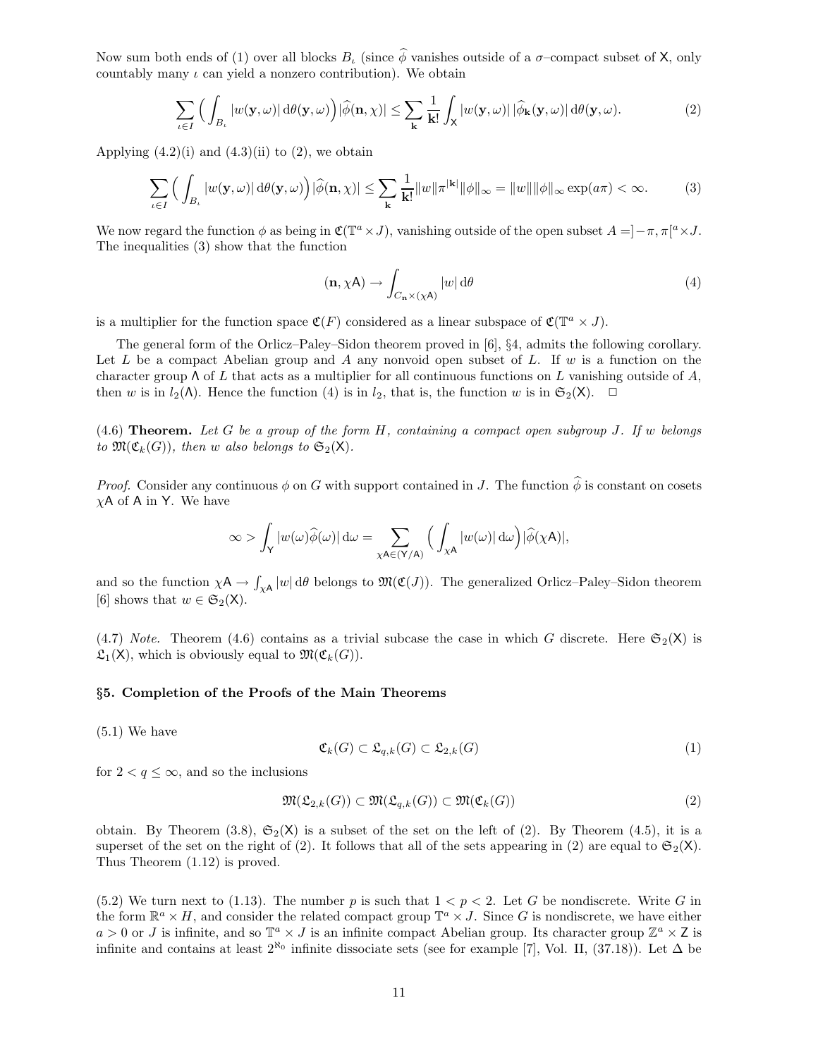Now sum both ends of (1) over all blocks $B_\iota$ (since $\widehat{\phi}$ vanishes outside of a $\sigma$–compact subset of $\mathsf{X}$, only countably many $\iota$ can yield a nonzero contribution). We obtain

$$\sum_{\iota \in I} \Big( \int_{B_\iota} |w(\mathbf{y}, \omega)| \, \mathrm{d}\theta(\mathbf{y}, \omega) \Big) |\widehat{\phi}(\mathbf{n}, \chi)| \le \sum_{\mathbf{k}} \frac{1}{\mathbf{k}!} \int_{\mathsf{X}} |w(\mathbf{y}, \omega)| \, |\widehat{\phi}_{\mathbf{k}}(\mathbf{y}, \omega)| \, \mathrm{d}\theta(\mathbf{y}, \omega). \tag{2}$$

Applying (4.2)(i) and (4.3)(ii) to (2), we obtain

$$\sum_{\iota \in I} \Big( \int_{B_\iota} |w(\mathbf{y}, \omega)| \, \mathrm{d}\theta(\mathbf{y}, \omega) \Big) |\widehat{\phi}(\mathbf{n}, \chi)| \le \sum_{\mathbf{k}} \frac{1}{\mathbf{k}!} \|w\| \pi^{|\mathbf{k}|} \|\phi\|_\infty = \|w\| \|\phi\|_\infty \exp(a\pi) < \infty. \tag{3}$$

We now regard the function $\phi$ as being in $\mathfrak{C}(\mathbb{T}^a \times J)$, vanishing outside of the open subset $A = ]-\pi, \pi[^a \times J$. The inequalities (3) show that the function

$$(\mathbf{n}, \chi\mathsf{A}) \to \int_{C_{\mathbf{n}} \times (\chi\mathsf{A})} |w| \, \mathrm{d}\theta \tag{4}$$

is a multiplier for the function space $\mathfrak{C}(F)$ considered as a linear subspace of $\mathfrak{C}(\mathbb{T}^a \times J)$.

The general form of the Orlicz–Paley–Sidon theorem proved in [6], §4, admits the following corollary. Let $L$ be a compact Abelian group and $A$ any nonvoid open subset of $L$. If $w$ is a function on the character group $\mathsf{\Lambda}$ of $L$ that acts as a multiplier for all continuous functions on $L$ vanishing outside of $A$, then $w$ is in $l_2(\mathsf{\Lambda})$. Hence the function (4) is in $l_2$, that is, the function $w$ is in $\mathfrak{S}_2(\mathsf{X})$. □

(4.6) **Theorem.** *Let $G$ be a group of the form $H$, containing a compact open subgroup $J$. If $w$ belongs to $\mathfrak{M}(\mathfrak{C}_k(G))$, then $w$ also belongs to $\mathfrak{S}_2(\mathsf{X})$.*

*Proof.* Consider any continuous $\phi$ on $G$ with support contained in $J$. The function $\widehat{\phi}$ is constant on cosets $\chi\mathsf{A}$ of $\mathsf{A}$ in $\mathsf{Y}$. We have

$$\infty > \int_{\mathsf{Y}} |w(\omega)\widehat{\phi}(\omega)| \, \mathrm{d}\omega = \sum_{\chi\mathsf{A} \in (\mathsf{Y}/\mathsf{A})} \Big( \int_{\chi\mathsf{A}} |w(\omega)| \, \mathrm{d}\omega \Big) |\widehat{\phi}(\chi\mathsf{A})|,$$

and so the function $\chi\mathsf{A} \to \int_{\chi\mathsf{A}} |w| \, \mathrm{d}\theta$ belongs to $\mathfrak{M}(\mathfrak{C}(J))$. The generalized Orlicz–Paley–Sidon theorem [6] shows that $w \in \mathfrak{S}_2(\mathsf{X})$.

(4.7) *Note.* Theorem (4.6) contains as a trivial subcase the case in which $G$ discrete. Here $\mathfrak{S}_2(\mathsf{X})$ is $\mathfrak{L}_1(\mathsf{X})$, which is obviously equal to $\mathfrak{M}(\mathfrak{C}_k(G))$.

### §5. Completion of the Proofs of the Main Theorems

(5.1) We have

$$\mathfrak{C}_k(G) \subset \mathfrak{L}_{q,k}(G) \subset \mathfrak{L}_{2,k}(G) \tag{1}$$

for $2 < q \le \infty$, and so the inclusions

$$\mathfrak{M}(\mathfrak{L}_{2,k}(G)) \subset \mathfrak{M}(\mathfrak{L}_{q,k}(G)) \subset \mathfrak{M}(\mathfrak{C}_k(G)) \tag{2}$$

obtain. By Theorem (3.8), $\mathfrak{S}_2(\mathsf{X})$ is a subset of the set on the left of (2). By Theorem (4.5), it is a superset of the set on the right of (2). It follows that all of the sets appearing in (2) are equal to $\mathfrak{S}_2(\mathsf{X})$. Thus Theorem (1.12) is proved.

(5.2) We turn next to (1.13). The number $p$ is such that $1 < p < 2$. Let $G$ be nondiscrete. Write $G$ in the form $\mathbb{R}^a \times H$, and consider the related compact group $\mathbb{T}^a \times J$. Since $G$ is nondiscrete, we have either $a > 0$ or $J$ is infinite, and so $\mathbb{T}^a \times J$ is an infinite compact Abelian group. Its character group $\mathbb{Z}^a \times \mathsf{Z}$ is infinite and contains at least $2^{\aleph_0}$ infinite dissociate sets (see for example [7], Vol. II, (37.18)). Let $\Delta$ be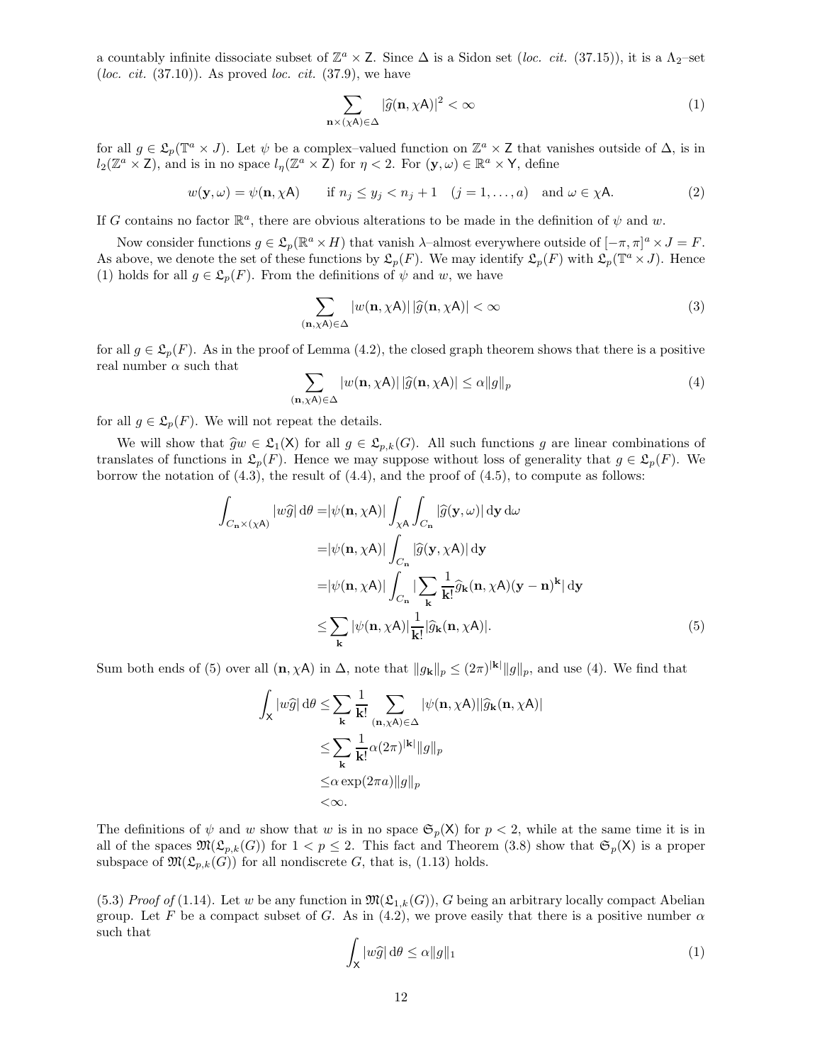a countably infinite dissociate subset of $\mathbb{Z}^a \times \mathsf{Z}$. Since $\Delta$ is a Sidon set (*loc. cit.* (37.15)), it is a $\Lambda_2$–set (*loc. cit.* (37.10)). As proved *loc. cit.* (37.9), we have

$$\sum_{\mathbf{n}\times(\chi\mathsf{A})\in\Delta} |\widehat{g}(\mathbf{n},\chi\mathsf{A})|^2 < \infty \tag{1}$$

for all $g \in \mathfrak{L}_p(\mathbb{T}^a \times J)$. Let $\psi$ be a complex–valued function on $\mathbb{Z}^a \times \mathsf{Z}$ that vanishes outside of $\Delta$, is in $l_2(\mathbb{Z}^a \times \mathsf{Z})$, and is in no space $l_\eta(\mathbb{Z}^a \times \mathsf{Z})$ for $\eta < 2$. For $(\mathbf{y},\omega) \in \mathbb{R}^a \times \mathsf{Y}$, define

$$w(\mathbf{y},\omega) = \psi(\mathbf{n},\chi\mathsf{A}) \qquad \text{if } n_j \le y_j < n_j + 1 \quad (j = 1,\ldots,a) \quad \text{and } \omega \in \chi\mathsf{A}. \tag{2}$$

If $G$ contains no factor $\mathbb{R}^a$, there are obvious alterations to be made in the definition of $\psi$ and $w$.

Now consider functions $g \in \mathfrak{L}_p(\mathbb{R}^a \times H)$ that vanish $\lambda$–almost everywhere outside of $[-\pi,\pi]^a \times J = F$. As above, we denote the set of these functions by $\mathfrak{L}_p(F)$. We may identify $\mathfrak{L}_p(F)$ with $\mathfrak{L}_p(\mathbb{T}^a \times J)$. Hence (1) holds for all $g \in \mathfrak{L}_p(F)$. From the definitions of $\psi$ and $w$, we have

$$\sum_{(\mathbf{n},\chi\mathsf{A})\in\Delta} |w(\mathbf{n},\chi\mathsf{A})|\,|\widehat{g}(\mathbf{n},\chi\mathsf{A})| < \infty \tag{3}$$

for all $g \in \mathfrak{L}_p(F)$. As in the proof of Lemma (4.2), the closed graph theorem shows that there is a positive real number $\alpha$ such that

$$\sum_{(\mathbf{n},\chi\mathsf{A})\in\Delta} |w(\mathbf{n},\chi\mathsf{A})|\,|\widehat{g}(\mathbf{n},\chi\mathsf{A})| \le \alpha\|g\|_p \tag{4}$$

for all $g \in \mathfrak{L}_p(F)$. We will not repeat the details.

We will show that $\widehat{g}w \in \mathfrak{L}_1(\mathsf{X})$ for all $g \in \mathfrak{L}_{p,k}(G)$. All such functions $g$ are linear combinations of translates of functions in $\mathfrak{L}_p(F)$. Hence we may suppose without loss of generality that $g \in \mathfrak{L}_p(F)$. We borrow the notation of (4.3), the result of (4.4), and the proof of (4.5), to compute as follows:

$$\begin{aligned}
\int_{C_\mathbf{n}\times(\chi\mathsf{A})} |w\widehat{g}|\,\mathrm{d}\theta =& |\psi(\mathbf{n},\chi\mathsf{A})| \int_{\chi\mathsf{A}}\int_{C_\mathbf{n}} |\widehat{g}(\mathbf{y},\omega)|\,\mathrm{d}\mathbf{y}\,\mathrm{d}\omega \\
=& |\psi(\mathbf{n},\chi\mathsf{A})| \int_{C_\mathbf{n}} |\widehat{g}(\mathbf{y},\chi\mathsf{A})|\,\mathrm{d}\mathbf{y} \\
=& |\psi(\mathbf{n},\chi\mathsf{A})| \int_{C_\mathbf{n}} |\sum_{\mathbf{k}} \frac{1}{\mathbf{k}!}\widehat{g}_\mathbf{k}(\mathbf{n},\chi\mathsf{A})(\mathbf{y}-\mathbf{n})^\mathbf{k}|\,\mathrm{d}\mathbf{y} \\
\le& \sum_{\mathbf{k}} |\psi(\mathbf{n},\chi\mathsf{A})| \frac{1}{\mathbf{k}!}|\widehat{g}_\mathbf{k}(\mathbf{n},\chi\mathsf{A})|.
\end{aligned} \tag{5}$$

Sum both ends of (5) over all $(\mathbf{n},\chi\mathsf{A})$ in $\Delta$, note that $\|g_\mathbf{k}\|_p \le (2\pi)^{|\mathbf{k}|}\|g\|_p$, and use (4). We find that

$$\begin{aligned}
\int_{\mathsf{X}} |w\widehat{g}|\,\mathrm{d}\theta \le& \sum_{\mathbf{k}} \frac{1}{\mathbf{k}!} \sum_{(\mathbf{n},\chi\mathsf{A})\in\Delta} |\psi(\mathbf{n},\chi\mathsf{A})||\widehat{g}_\mathbf{k}(\mathbf{n},\chi\mathsf{A})| \\
\le& \sum_{\mathbf{k}} \frac{1}{\mathbf{k}!}\alpha(2\pi)^{|\mathbf{k}|}\|g\|_p \\
\le& \alpha\exp(2\pi a)\|g\|_p \\
<& \infty.
\end{aligned}$$

The definitions of $\psi$ and $w$ show that $w$ is in no space $\mathfrak{S}_p(\mathsf{X})$ for $p < 2$, while at the same time it is in all of the spaces $\mathfrak{M}(\mathfrak{L}_{p,k}(G))$ for $1 < p \le 2$. This fact and Theorem (3.8) show that $\mathfrak{S}_p(\mathsf{X})$ is a proper subspace of $\mathfrak{M}(\mathfrak{L}_{p,k}(G))$ for all nondiscrete $G$, that is, (1.13) holds.

(5.3) *Proof of* (1.14). Let $w$ be any function in $\mathfrak{M}(\mathfrak{L}_{1,k}(G))$, $G$ being an arbitrary locally compact Abelian group. Let $F$ be a compact subset of $G$. As in (4.2), we prove easily that there is a positive number $\alpha$ such that

$$\int_{\mathsf{X}} |w\widehat{g}|\,\mathrm{d}\theta \le \alpha\|g\|_1 \tag{1}$$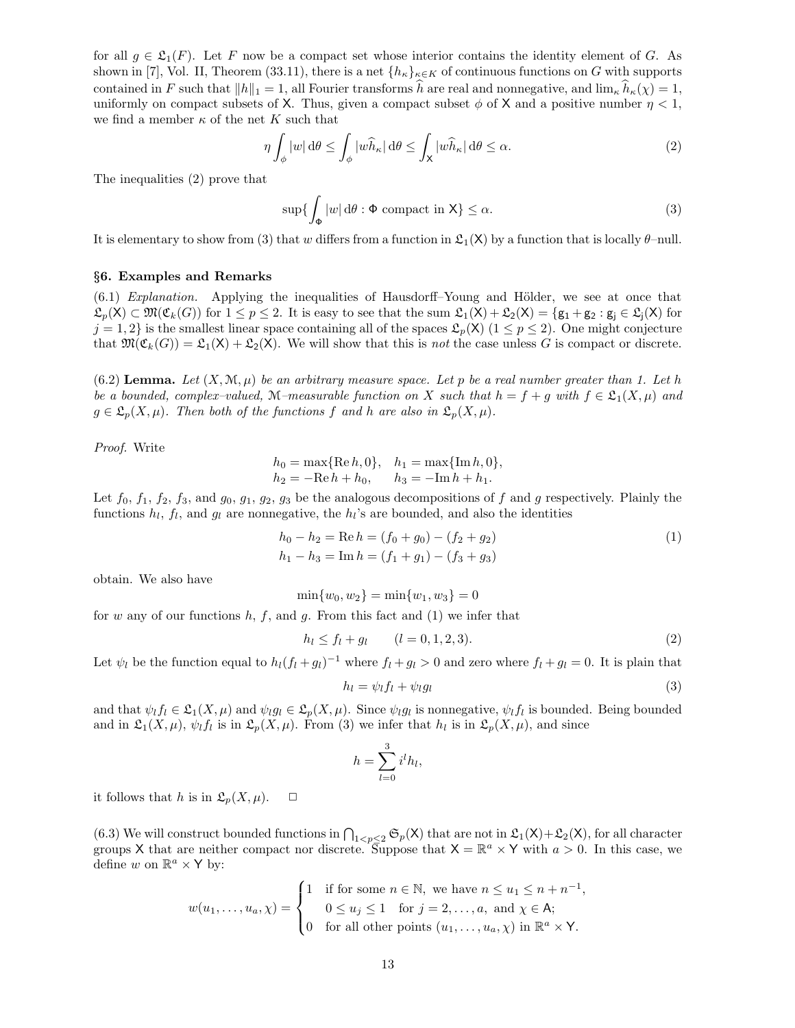for all $g \in \mathfrak{L}_1(F)$. Let $F$ now be a compact set whose interior contains the identity element of $G$. As shown in [7], Vol. II, Theorem (33.11), there is a net $\{h_\kappa\}_{\kappa \in K}$ of continuous functions on $G$ with supports contained in $F$ such that $\|h\|_1 = 1$, all Fourier transforms $\widehat{h}$ are real and nonnegative, and $\lim_\kappa \widehat{h}_\kappa(\chi) = 1$, uniformly on compact subsets of $\mathsf{X}$. Thus, given a compact subset $\phi$ of $\mathsf{X}$ and a positive number $\eta < 1$, we find a member $\kappa$ of the net $K$ such that

$$\eta \int_\phi |w| \, \mathrm{d}\theta \leq \int_\phi |w\widehat{h}_\kappa| \, \mathrm{d}\theta \leq \int_{\mathsf{X}} |w\widehat{h}_\kappa| \, \mathrm{d}\theta \leq \alpha. \tag{2}$$

The inequalities (2) prove that

$$\sup\{\int_\Phi |w| \, \mathrm{d}\theta : \Phi \text{ compact in } \mathsf{X}\} \leq \alpha. \tag{3}$$

It is elementary to show from (3) that $w$ differs from a function in $\mathfrak{L}_1(\mathsf{X})$ by a function that is locally $\theta$–null.

## §6. Examples and Remarks

(6.1) *Explanation.* Applying the inequalities of Hausdorff–Young and Hölder, we see at once that $\mathfrak{L}_p(\mathsf{X}) \subset \mathfrak{M}(\mathfrak{C}_k(G))$ for $1 \leq p \leq 2$. It is easy to see that the sum $\mathfrak{L}_1(\mathsf{X}) + \mathfrak{L}_2(\mathsf{X}) = \{\mathsf{g}_1 + \mathsf{g}_2 : \mathsf{g}_\mathsf{j} \in \mathfrak{L}_\mathsf{j}(\mathsf{X})$ for $j = 1, 2\}$ is the smallest linear space containing all of the spaces $\mathfrak{L}_p(\mathsf{X})$ $(1 \leq p \leq 2)$. One might conjecture that $\mathfrak{M}(\mathfrak{C}_k(G)) = \mathfrak{L}_1(\mathsf{X}) + \mathfrak{L}_2(\mathsf{X})$. We will show that this is *not* the case unless $G$ is compact or discrete.

(6.2) **Lemma.** *Let $(X, \mathcal{M}, \mu)$ be an arbitrary measure space. Let $p$ be a real number greater than 1. Let $h$ be a bounded, complex–valued, $\mathcal{M}$–measurable function on $X$ such that $h = f + g$ with $f \in \mathfrak{L}_1(X, \mu)$ and $g \in \mathfrak{L}_p(X, \mu)$. Then both of the functions $f$ and $h$ are also in $\mathfrak{L}_p(X, \mu)$.*

*Proof.* Write

$$h_0 = \max\{\operatorname{Re} h, 0\}, \quad h_1 = \max\{\operatorname{Im} h, 0\},$$
$$h_2 = -\operatorname{Re} h + h_0, \qquad h_3 = -\operatorname{Im} h + h_1.$$

Let $f_0$, $f_1$, $f_2$, $f_3$, and $g_0$, $g_1$, $g_2$, $g_3$ be the analogous decompositions of $f$ and $g$ respectively. Plainly the functions $h_l$, $f_l$, and $g_l$ are nonnegative, the $h_l$'s are bounded, and also the identities

$$\begin{aligned} h_0 - h_2 &= \operatorname{Re} h = (f_0 + g_0) - (f_2 + g_2) \\ h_1 - h_3 &= \operatorname{Im} h = (f_1 + g_1) - (f_3 + g_3) \end{aligned} \tag{1}$$

obtain. We also have

$$\min\{w_0, w_2\} = \min\{w_1, w_3\} = 0$$

for $w$ any of our functions $h$, $f$, and $g$. From this fact and (1) we infer that

$$h_l \leq f_l + g_l \qquad (l = 0, 1, 2, 3). \tag{2}$$

Let $\psi_l$ be the function equal to $h_l(f_l + g_l)^{-1}$ where $f_l + g_l > 0$ and zero where $f_l + g_l = 0$. It is plain that

$$h_l = \psi_l f_l + \psi_l g_l \tag{3}$$

and that $\psi_l f_l \in \mathfrak{L}_1(X, \mu)$ and $\psi_l g_l \in \mathfrak{L}_p(X, \mu)$. Since $\psi_l g_l$ is nonnegative, $\psi_l f_l$ is bounded. Being bounded and in $\mathfrak{L}_1(X, \mu)$, $\psi_l f_l$ is in $\mathfrak{L}_p(X, \mu)$. From (3) we infer that $h_l$ is in $\mathfrak{L}_p(X, \mu)$, and since

$$h = \sum_{l=0}^{3} i^l h_l,$$

it follows that $h$ is in $\mathfrak{L}_p(X, \mu)$. □

(6.3) We will construct bounded functions in $\bigcap_{1<p\leq 2} \mathfrak{S}_p(\mathsf{X})$ that are not in $\mathfrak{L}_1(\mathsf{X}) + \mathfrak{L}_2(\mathsf{X})$, for all character groups $\mathsf{X}$ that are neither compact nor discrete. Suppose that $\mathsf{X} = \mathbb{R}^a \times \mathsf{Y}$ with $a > 0$. In this case, we define $w$ on $\mathbb{R}^a \times \mathsf{Y}$ by:

$$w(u_1, \ldots, u_a, \chi) = \begin{cases} 1 & \text{if for some } n \in \mathbb{N}, \text{ we have } n \leq u_1 \leq n + n^{-1}, \\ & 0 \leq u_j \leq 1 \quad \text{for } j = 2, \ldots, a, \text{ and } \chi \in \mathsf{A}; \\ 0 & \text{for all other points } (u_1, \ldots, u_a, \chi) \text{ in } \mathbb{R}^a \times \mathsf{Y}. \end{cases}$$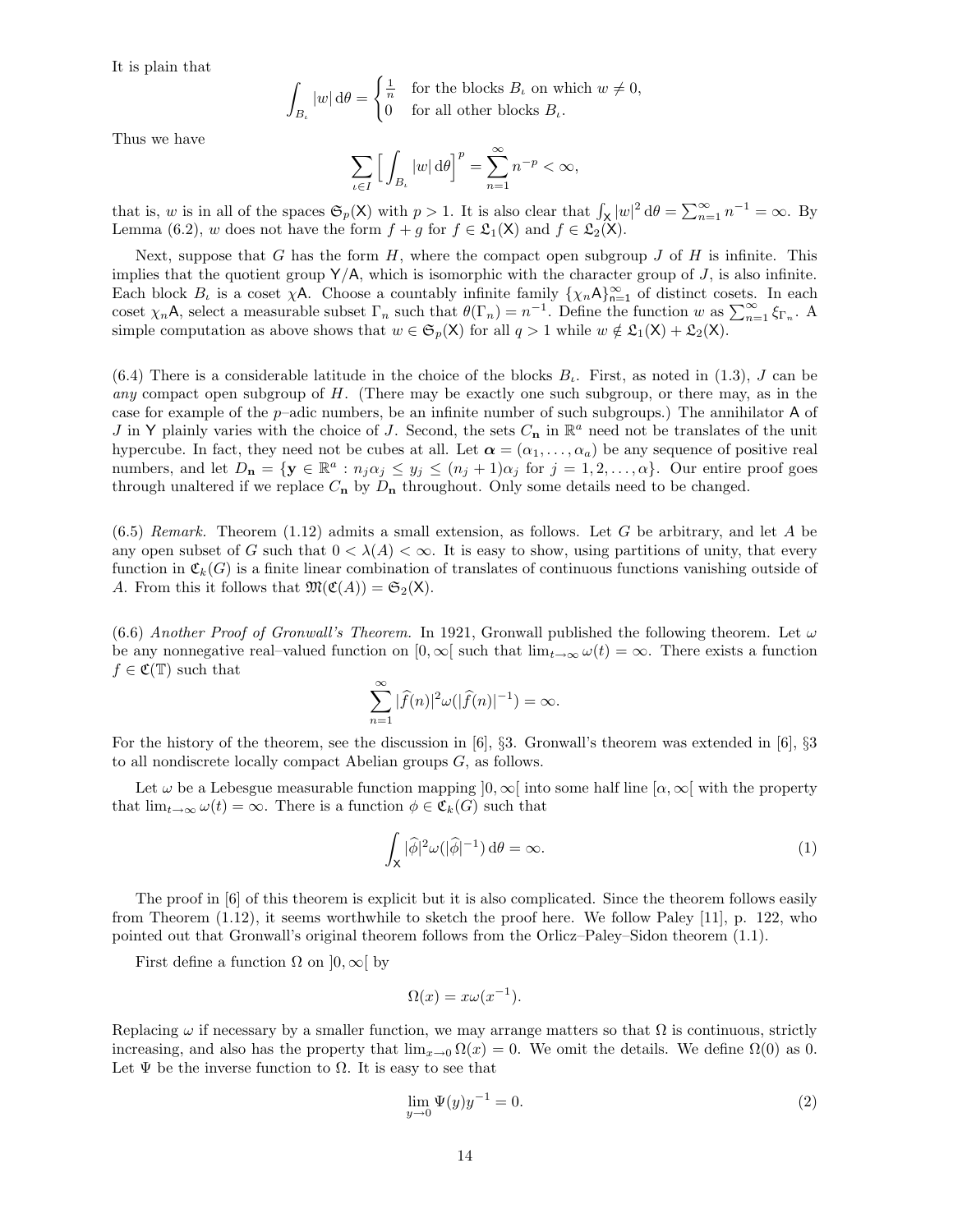It is plain that

$$\int_{B_\iota} |w| \, d\theta = \begin{cases} \frac{1}{n} & \text{for the blocks } B_\iota \text{ on which } w \neq 0, \\ 0 & \text{for all other blocks } B_\iota. \end{cases}$$

Thus we have

$$\sum_{\iota \in I} \Big[ \int_{B_\iota} |w| \, d\theta \Big]^p = \sum_{n=1}^{\infty} n^{-p} < \infty,$$

that is, $w$ is in all of the spaces $\mathfrak{S}_p(\mathsf{X})$ with $p > 1$. It is also clear that $\int_{\mathsf{X}} |w|^2 \, d\theta = \sum_{n=1}^{\infty} n^{-1} = \infty$. By Lemma (6.2), $w$ does not have the form $f + g$ for $f \in \mathfrak{L}_1(\mathsf{X})$ and $f \in \mathfrak{L}_2(\mathsf{X})$.

Next, suppose that $G$ has the form $H$, where the compact open subgroup $J$ of $H$ is infinite. This implies that the quotient group $\mathsf{Y}/\mathsf{A}$, which is isomorphic with the character group of $J$, is also infinite. Each block $B_\iota$ is a coset $\chi\mathsf{A}$. Choose a countably infinite family $\{\chi_n\mathsf{A}\}_{n=1}^{\infty}$ of distinct cosets. In each coset $\chi_n\mathsf{A}$, select a measurable subset $\Gamma_n$ such that $\theta(\Gamma_n) = n^{-1}$. Define the function $w$ as $\sum_{n=1}^{\infty} \xi_{\Gamma_n}$. A simple computation as above shows that $w \in \mathfrak{S}_p(\mathsf{X})$ for all $q > 1$ while $w \notin \mathfrak{L}_1(\mathsf{X}) + \mathfrak{L}_2(\mathsf{X})$.

(6.4) There is a considerable latitude in the choice of the blocks $B_\iota$. First, as noted in (1.3), $J$ can be *any* compact open subgroup of $H$. (There may be exactly one such subgroup, or there may, as in the case for example of the $p$–adic numbers, be an infinite number of such subgroups.) The annihilator $\mathsf{A}$ of $J$ in $\mathsf{Y}$ plainly varies with the choice of $J$. Second, the sets $C_{\mathbf{n}}$ in $\mathbb{R}^a$ need not be translates of the unit hypercube. In fact, they need not be cubes at all. Let $\boldsymbol{\alpha} = (\alpha_1, \ldots, \alpha_a)$ be any sequence of positive real numbers, and let $D_{\mathbf{n}} = \{\mathbf{y} \in \mathbb{R}^a : n_j\alpha_j \le y_j \le (n_j + 1)\alpha_j \text{ for } j = 1, 2, \ldots, \alpha\}$. Our entire proof goes through unaltered if we replace $C_{\mathbf{n}}$ by $D_{\mathbf{n}}$ throughout. Only some details need to be changed.

(6.5) *Remark.* Theorem (1.12) admits a small extension, as follows. Let $G$ be arbitrary, and let $A$ be any open subset of $G$ such that $0 < \lambda(A) < \infty$. It is easy to show, using partitions of unity, that every function in $\mathfrak{C}_k(G)$ is a finite linear combination of translates of continuous functions vanishing outside of $A$. From this it follows that $\mathfrak{M}(\mathfrak{C}(A)) = \mathfrak{S}_2(\mathsf{X})$.

(6.6) *Another Proof of Gronwall's Theorem.* In 1921, Gronwall published the following theorem. Let $\omega$ be any nonnegative real–valued function on $[0, \infty[$ such that $\lim_{t\to\infty} \omega(t) = \infty$. There exists a function $f \in \mathfrak{C}(\mathbb{T})$ such that

$$\sum_{n=1}^{\infty} |\widehat{f}(n)|^2 \omega(|\widehat{f}(n)|^{-1}) = \infty.$$

For the history of the theorem, see the discussion in [6], §3. Gronwall's theorem was extended in [6], §3 to all nondiscrete locally compact Abelian groups $G$, as follows.

Let $\omega$ be a Lebesgue measurable function mapping $]0, \infty[$ into some half line $[\alpha, \infty[$ with the property that $\lim_{t\to\infty} \omega(t) = \infty$. There is a function $\phi \in \mathfrak{C}_k(G)$ such that

$$\int_{\mathsf{X}} |\widehat{\phi}|^2 \omega(|\widehat{\phi}|^{-1}) \, d\theta = \infty. \tag{1}$$

The proof in [6] of this theorem is explicit but it is also complicated. Since the theorem follows easily from Theorem (1.12), it seems worthwhile to sketch the proof here. We follow Paley [11], p. 122, who pointed out that Gronwall's original theorem follows from the Orlicz–Paley–Sidon theorem (1.1).

First define a function $\Omega$ on $]0, \infty[$ by

$$\Omega(x) = x\omega(x^{-1}).$$

Replacing $\omega$ if necessary by a smaller function, we may arrange matters so that $\Omega$ is continuous, strictly increasing, and also has the property that $\lim_{x\to 0} \Omega(x) = 0$. We omit the details. We define $\Omega(0)$ as 0. Let $\Psi$ be the inverse function to $\Omega$. It is easy to see that

$$\lim_{y\to 0} \Psi(y)y^{-1} = 0. \tag{2}$$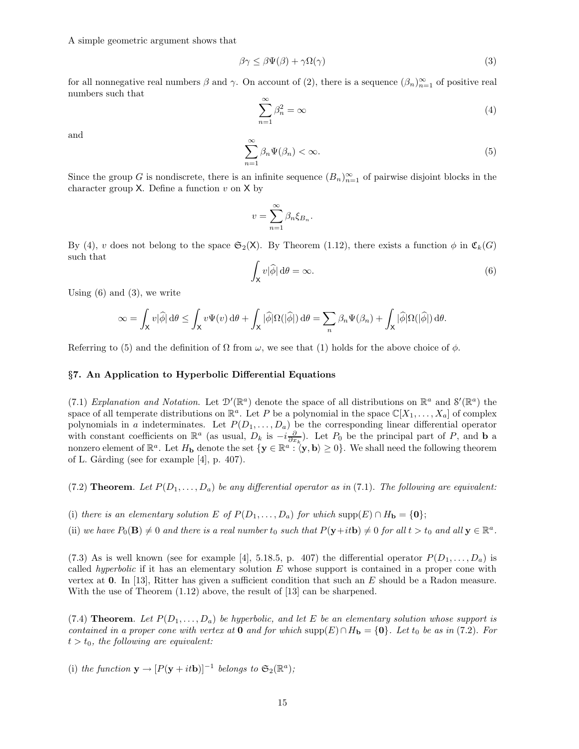A simple geometric argument shows that

$$\beta\gamma \le \beta\Psi(\beta) + \gamma\Omega(\gamma) \tag{3}$$

for all nonnegative real numbers $\beta$ and $\gamma$. On account of (2), there is a sequence $(\beta_n)_{n=1}^{\infty}$ of positive real numbers such that

$$\sum_{n=1}^{\infty} \beta_n^2 = \infty \tag{4}$$

and

$$\sum_{n=1}^{\infty} \beta_n \Psi(\beta_n) < \infty. \tag{5}$$

Since the group $G$ is nondiscrete, there is an infinite sequence $(B_n)_{n=1}^{\infty}$ of pairwise disjoint blocks in the character group $\mathsf{X}$. Define a function $v$ on $\mathsf{X}$ by

$$v = \sum_{n=1}^{\infty} \beta_n \xi_{B_n}.$$

By (4), $v$ does not belong to the space $\mathfrak{S}_2(\mathsf{X})$. By Theorem (1.12), there exists a function $\phi$ in $\mathfrak{C}_k(G)$ such that

$$\int_{\mathsf{X}} v|\widehat{\phi}| \, \mathrm{d}\theta = \infty. \tag{6}$$

Using (6) and (3), we write

$$\infty = \int_{\mathsf{X}} v|\widehat{\phi}| \, \mathrm{d}\theta \le \int_{\mathsf{X}} v\Psi(v) \, \mathrm{d}\theta + \int_{\mathsf{X}} |\widehat{\phi}|\Omega(|\widehat{\phi}|) \, \mathrm{d}\theta = \sum_n \beta_n \Psi(\beta_n) + \int_{\mathsf{X}} |\widehat{\phi}|\Omega(|\widehat{\phi}|) \, \mathrm{d}\theta.$$

Referring to (5) and the definition of $\Omega$ from $\omega$, we see that (1) holds for the above choice of $\phi$.

## §7. An Application to Hyperbolic Differential Equations

(7.1) *Explanation and Notation*. Let $\mathcal{D}'(\mathbb{R}^a)$ denote the space of all distributions on $\mathbb{R}^a$ and $\mathcal{S}'(\mathbb{R}^a)$ the space of all temperate distributions on $\mathbb{R}^a$. Let $P$ be a polynomial in the space $\mathbb{C}[X_1, \ldots, X_a]$ of complex polynomials in $a$ indeterminates. Let $P(D_1, \ldots, D_a)$ be the corresponding linear differential operator with constant coefficients on $\mathbb{R}^a$ (as usual, $D_k$ is $-i\frac{\partial}{\partial x_k}$). Let $P_0$ be the principal part of $P$, and $\mathbf{b}$ a nonzero element of $\mathbb{R}^a$. Let $H_{\mathbf{b}}$ denote the set $\{\mathbf{y} \in \mathbb{R}^a : \langle \mathbf{y}, \mathbf{b} \rangle \ge 0\}$. We shall need the following theorem of L. Gårding (see for example [4], p. 407).

(7.2) **Theorem**. *Let $P(D_1, \ldots, D_a)$ be any differential operator as in* (7.1). *The following are equivalent:*

(i) *there is an elementary solution $E$ of $P(D_1, \ldots, D_a)$ for which* $\mathrm{supp}(E) \cap H_{\mathbf{b}} = \{\mathbf{0}\}$;

(ii) *we have $P_0(\mathbf{B}) \ne 0$ and there is a real number $t_0$ such that $P(\mathbf{y}+it\mathbf{b}) \ne 0$ for all $t > t_0$ and all $\mathbf{y} \in \mathbb{R}^a$.*

(7.3) As is well known (see for example [4], 5.18.5, p. 407) the differential operator $P(D_1, \ldots, D_a)$ is called *hyperbolic* if it has an elementary solution $E$ whose support is contained in a proper cone with vertex at $\mathbf{0}$. In [13], Ritter has given a sufficient condition that such an $E$ should be a Radon measure. With the use of Theorem (1.12) above, the result of [13] can be sharpened.

(7.4) **Theorem**. *Let $P(D_1, \ldots, D_a)$ be hyperbolic, and let $E$ be an elementary solution whose support is contained in a proper cone with vertex at $\mathbf{0}$ and for which* $\mathrm{supp}(E) \cap H_{\mathbf{b}} = \{\mathbf{0}\}$. *Let $t_0$ be as in* (7.2). *For $t > t_0$, the following are equivalent:*

(i) *the function $\mathbf{y} \to [P(\mathbf{y} + it\mathbf{b})]^{-1}$ belongs to $\mathfrak{S}_2(\mathbb{R}^a)$;*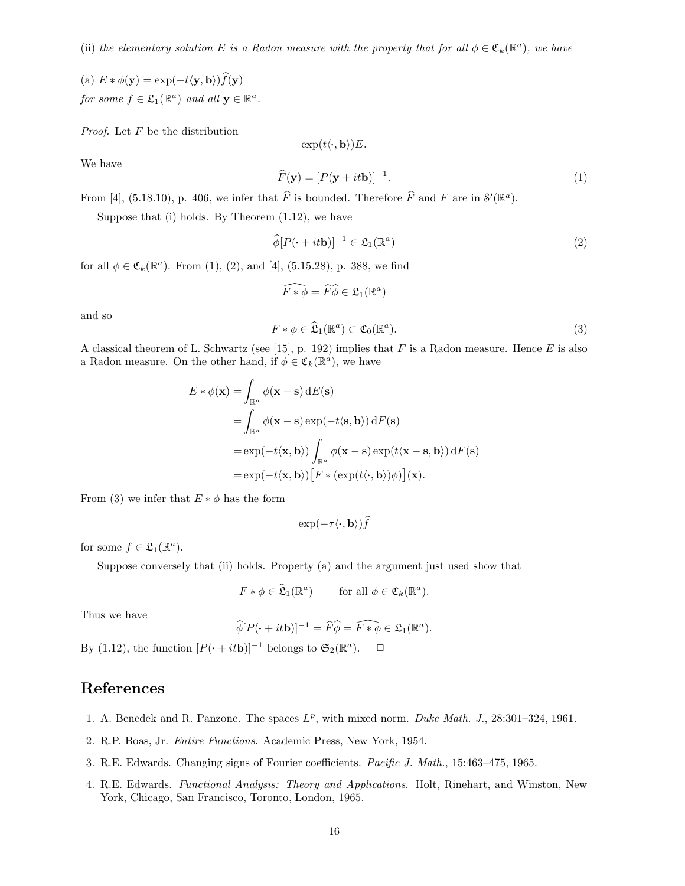(ii) *the elementary solution $E$ is a Radon measure with the property that for all $\phi \in \mathfrak{C}_k(\mathbb{R}^a)$, we have*

(a) $E * \phi(\mathbf{y}) = \exp(-t\langle \mathbf{y}, \mathbf{b}\rangle)\widehat{f}(\mathbf{y})$
*for some $f \in \mathfrak{L}_1(\mathbb{R}^a)$ and all $\mathbf{y} \in \mathbb{R}^a$.*

*Proof.* Let $F$ be the distribution

$$\exp(t\langle \cdot, \mathbf{b}\rangle)E.$$

We have

$$\widehat{F}(\mathbf{y}) = [P(\mathbf{y} + it\mathbf{b})]^{-1}. \tag{1}$$

From [4], (5.18.10), p. 406, we infer that $\widehat{F}$ is bounded. Therefore $\widehat{F}$ and $F$ are in $\mathfrak{S}'(\mathbb{R}^a)$.

Suppose that (i) holds. By Theorem (1.12), we have

$$\widehat{\phi}[P(\cdot + it\mathbf{b})]^{-1} \in \mathfrak{L}_1(\mathbb{R}^a) \tag{2}$$

for all $\phi \in \mathfrak{C}_k(\mathbb{R}^a)$. From (1), (2), and [4], (5.15.28), p. 388, we find

$$\widehat{F * \phi} = \widehat{F}\widehat{\phi} \in \mathfrak{L}_1(\mathbb{R}^a)$$

and so

$$F * \phi \in \widehat{\mathfrak{L}}_1(\mathbb{R}^a) \subset \mathfrak{C}_0(\mathbb{R}^a). \tag{3}$$

A classical theorem of L. Schwartz (see [15], p. 192) implies that $F$ is a Radon measure. Hence $E$ is also a Radon measure. On the other hand, if $\phi \in \mathfrak{C}_k(\mathbb{R}^a)$, we have

$$\begin{aligned}
E * \phi(\mathbf{x}) &= \int_{\mathbb{R}^a} \phi(\mathbf{x} - \mathbf{s})\,\mathrm{d}E(\mathbf{s}) \\
&= \int_{\mathbb{R}^a} \phi(\mathbf{x} - \mathbf{s})\exp(-t\langle \mathbf{s}, \mathbf{b}\rangle)\,\mathrm{d}F(\mathbf{s}) \\
&= \exp(-t\langle \mathbf{x}, \mathbf{b}\rangle)\int_{\mathbb{R}^a} \phi(\mathbf{x} - \mathbf{s})\exp(t\langle \mathbf{x} - \mathbf{s}, \mathbf{b}\rangle)\,\mathrm{d}F(\mathbf{s}) \\
&= \exp(-t\langle \mathbf{x}, \mathbf{b}\rangle)\big[F * (\exp(t\langle \cdot, \mathbf{b}\rangle)\phi)\big](\mathbf{x}).
\end{aligned}$$

From (3) we infer that $E * \phi$ has the form

$$\exp(-\tau\langle \cdot, \mathbf{b}\rangle)\widehat{f}$$

for some $f \in \mathfrak{L}_1(\mathbb{R}^a)$.

Suppose conversely that (ii) holds. Property (a) and the argument just used show that

$$F * \phi \in \widehat{\mathfrak{L}}_1(\mathbb{R}^a) \qquad \text{for all } \phi \in \mathfrak{C}_k(\mathbb{R}^a).$$

Thus we have

$$\widehat{\phi}[P(\cdot + it\mathbf{b})]^{-1} = \widehat{F}\widehat{\phi} = \widehat{F * \phi} \in \mathfrak{L}_1(\mathbb{R}^a).$$

By (1.12), the function $[P(\cdot + it\mathbf{b})]^{-1}$ belongs to $\mathfrak{S}_2(\mathbb{R}^a)$. $\square$

## References

1. A. Benedek and R. Panzone. The spaces $L^p$, with mixed norm. *Duke Math. J.*, 28:301–324, 1961.
2. R.P. Boas, Jr. *Entire Functions*. Academic Press, New York, 1954.
3. R.E. Edwards. Changing signs of Fourier coefficients. *Pacific J. Math.*, 15:463–475, 1965.
4. R.E. Edwards. *Functional Analysis: Theory and Applications*. Holt, Rinehart, and Winston, New York, Chicago, San Francisco, Toronto, London, 1965.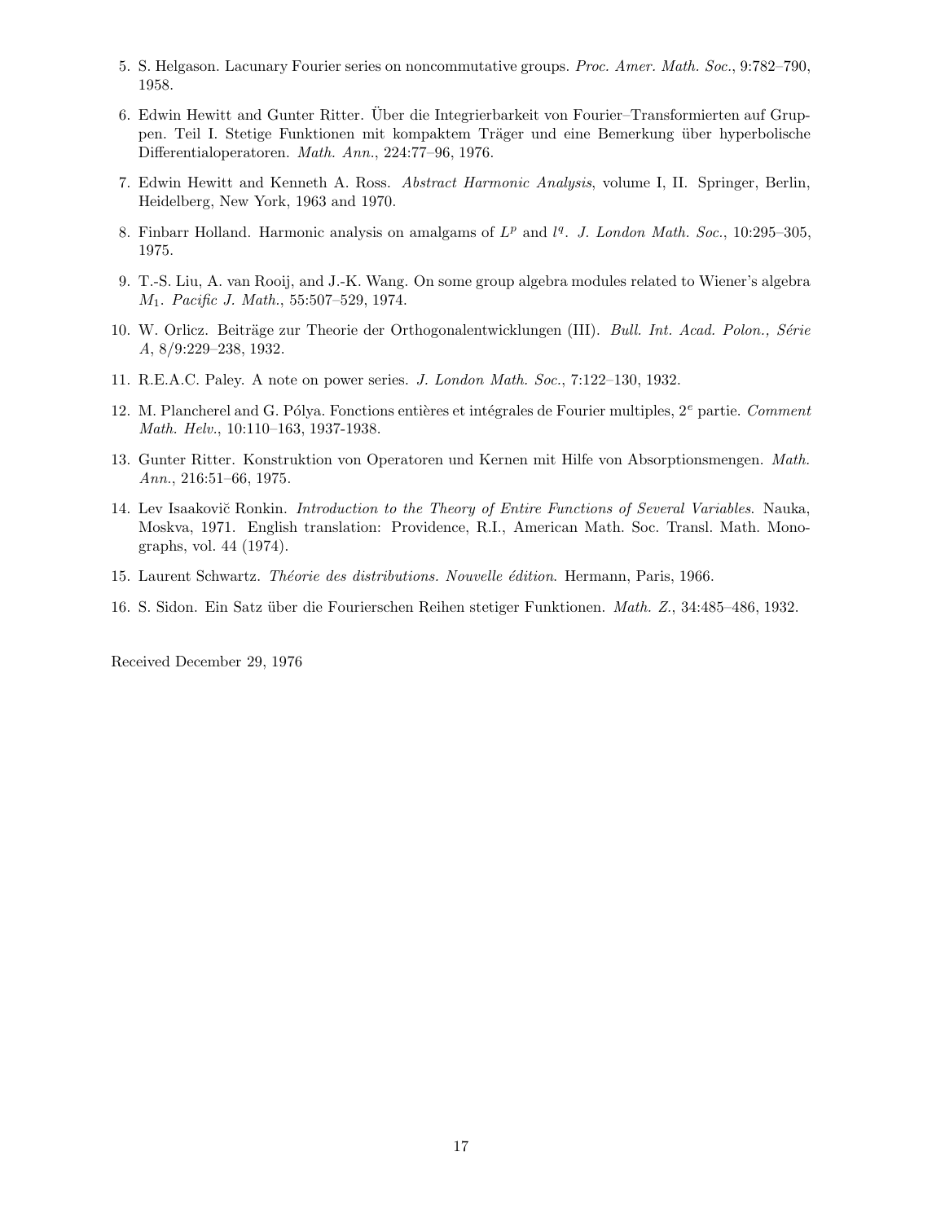5. S. Helgason. Lacunary Fourier series on noncommutative groups. *Proc. Amer. Math. Soc.*, 9:782–790, 1958.

6. Edwin Hewitt and Gunter Ritter. Über die Integrierbarkeit von Fourier–Transformierten auf Gruppen. Teil I. Stetige Funktionen mit kompaktem Träger und eine Bemerkung über hyperbolische Differentialoperatoren. *Math. Ann.*, 224:77–96, 1976.

7. Edwin Hewitt and Kenneth A. Ross. *Abstract Harmonic Analysis*, volume I, II. Springer, Berlin, Heidelberg, New York, 1963 and 1970.

8. Finbarr Holland. Harmonic analysis on amalgams of $L^p$ and $l^q$. *J. London Math. Soc.*, 10:295–305, 1975.

9. T.-S. Liu, A. van Rooij, and J.-K. Wang. On some group algebra modules related to Wiener's algebra $M_1$. *Pacific J. Math.*, 55:507–529, 1974.

10. W. Orlicz. Beiträge zur Theorie der Orthogonalentwicklungen (III). *Bull. Int. Acad. Polon., Série A*, 8/9:229–238, 1932.

11. R.E.A.C. Paley. A note on power series. *J. London Math. Soc.*, 7:122–130, 1932.

12. M. Plancherel and G. Pólya. Fonctions entières et intégrales de Fourier multiples, $2^e$ partie. *Comment Math. Helv.*, 10:110–163, 1937-1938.

13. Gunter Ritter. Konstruktion von Operatoren und Kernen mit Hilfe von Absorptionsmengen. *Math. Ann.*, 216:51–66, 1975.

14. Lev Isaakovič Ronkin. *Introduction to the Theory of Entire Functions of Several Variables*. Nauka, Moskva, 1971. English translation: Providence, R.I., American Math. Soc. Transl. Math. Monographs, vol. 44 (1974).

15. Laurent Schwartz. *Théorie des distributions. Nouvelle édition*. Hermann, Paris, 1966.

16. S. Sidon. Ein Satz über die Fourierschen Reihen stetiger Funktionen. *Math. Z.*, 34:485–486, 1932.

Received December 29, 1976